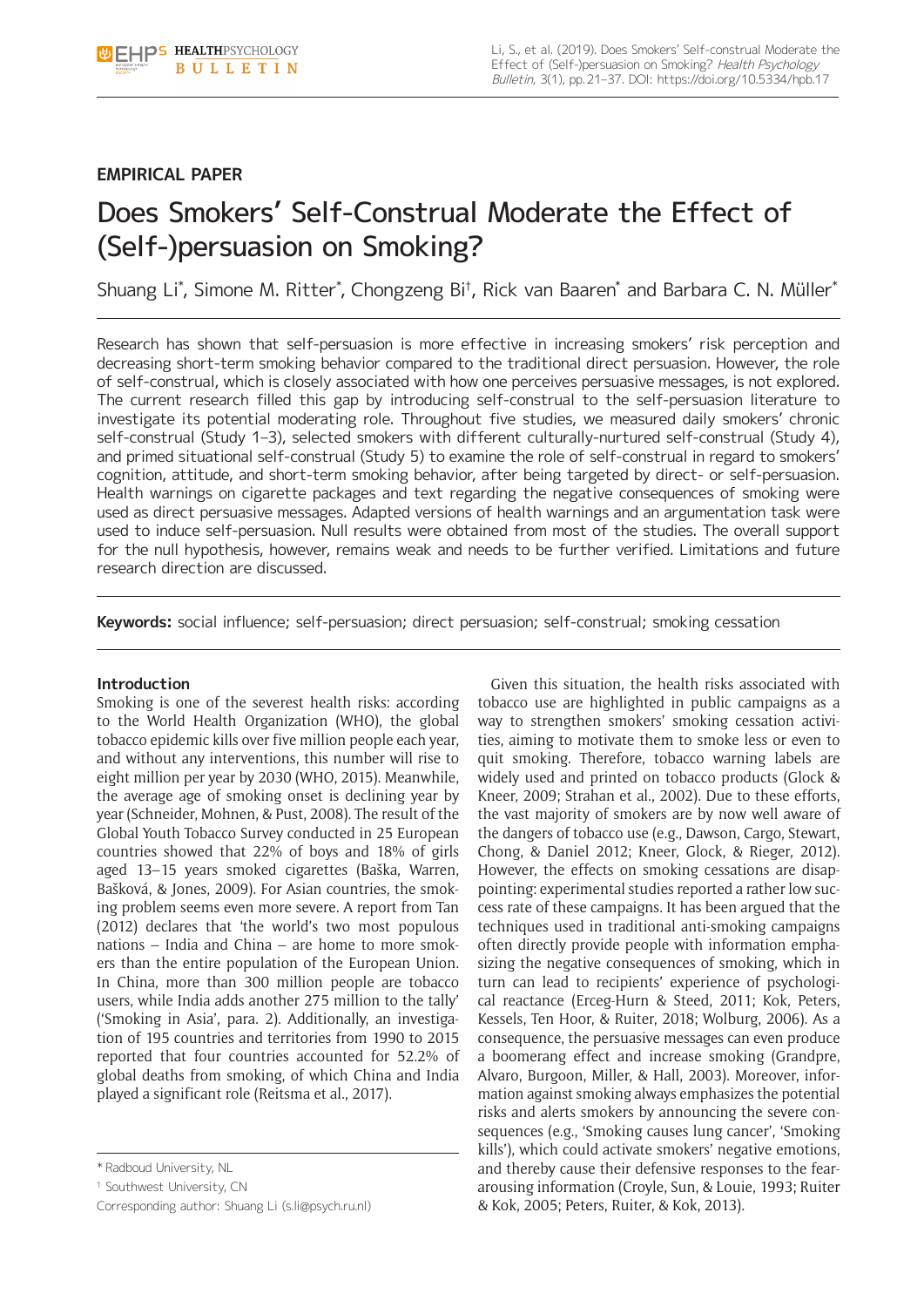**EMPIRICAL PAPER**

# Does Smokers' Self-Construal Moderate the Effect of (Self-)persuasion on Smoking?

Shuang Li[*], Simone M. Ritter[*], Chongzeng Bi[†], Rick van Baaren[*] and Barbara C. N. Müller[*]

Research has shown that self-persuasion is more effective in increasing smokers' risk perception and decreasing short-term smoking behavior compared to the traditional direct persuasion. However, the role of self-construal, which is closely associated with how one perceives persuasive messages, is not explored. The current research filled this gap by introducing self-construal to the self-persuasion literature to investigate its potential moderating role. Throughout five studies, we measured daily smokers' chronic self-construal (Study 1–3), selected smokers with different culturally-nurtured self-construal (Study 4), and primed situational self-construal (Study 5) to examine the role of self-construal in regard to smokers' cognition, attitude, and short-term smoking behavior, after being targeted by direct- or self-persuasion. Health warnings on cigarette packages and text regarding the negative consequences of smoking were used as direct persuasive messages. Adapted versions of health warnings and an argumentation task were used to induce self-persuasion. Null results were obtained from most of the studies. The overall support for the null hypothesis, however, remains weak and needs to be further verified. Limitations and future research direction are discussed.

**Keywords:** social influence; self-persuasion; direct persuasion; self-construal; smoking cessation

## Introduction

Smoking is one of the severest health risks: according to the World Health Organization (WHO), the global tobacco epidemic kills over five million people each year, and without any interventions, this number will rise to eight million per year by 2030 (WHO, 2015). Meanwhile, the average age of smoking onset is declining year by year (Schneider, Mohnen, & Pust, 2008). The result of the Global Youth Tobacco Survey conducted in 25 European countries showed that 22% of boys and 18% of girls aged 13–15 years smoked cigarettes (Baška, Warren, Bašková, & Jones, 2009). For Asian countries, the smoking problem seems even more severe. A report from Tan (2012) declares that 'the world's two most populous nations – India and China – are home to more smokers than the entire population of the European Union. In China, more than 300 million people are tobacco users, while India adds another 275 million to the tally' ('Smoking in Asia', para. 2). Additionally, an investigation of 195 countries and territories from 1990 to 2015 reported that four countries accounted for 52.2% of global deaths from smoking, of which China and India played a significant role (Reitsma et al., 2017).

Given this situation, the health risks associated with tobacco use are highlighted in public campaigns as a way to strengthen smokers' smoking cessation activities, aiming to motivate them to smoke less or even to quit smoking. Therefore, tobacco warning labels are widely used and printed on tobacco products (Glock & Kneer, 2009; Strahan et al., 2002). Due to these efforts, the vast majority of smokers are by now well aware of the dangers of tobacco use (e.g., Dawson, Cargo, Stewart, Chong, & Daniel 2012; Kneer, Glock, & Rieger, 2012). However, the effects on smoking cessations are disappointing: experimental studies reported a rather low success rate of these campaigns. It has been argued that the techniques used in traditional anti-smoking campaigns often directly provide people with information emphasizing the negative consequences of smoking, which in turn can lead to recipients' experience of psychological reactance (Erceg-Hurn & Steed, 2011; Kok, Peters, Kessels, Ten Hoor, & Ruiter, 2018; Wolburg, 2006). As a consequence, the persuasive messages can even produce a boomerang effect and increase smoking (Grandpre, Alvaro, Burgoon, Miller, & Hall, 2003). Moreover, information against smoking always emphasizes the potential risks and alerts smokers by announcing the severe consequences (e.g., 'Smoking causes lung cancer', 'Smoking kills'), which could activate smokers' negative emotions, and thereby cause their defensive responses to the fear-arousing information (Croyle, Sun, & Louie, 1993; Ruiter & Kok, 2005; Peters, Ruiter, & Kok, 2013).

[*] Radboud University, NL

[†] Southwest University, CN

Corresponding author: Shuang Li (s.li@psych.ru.nl)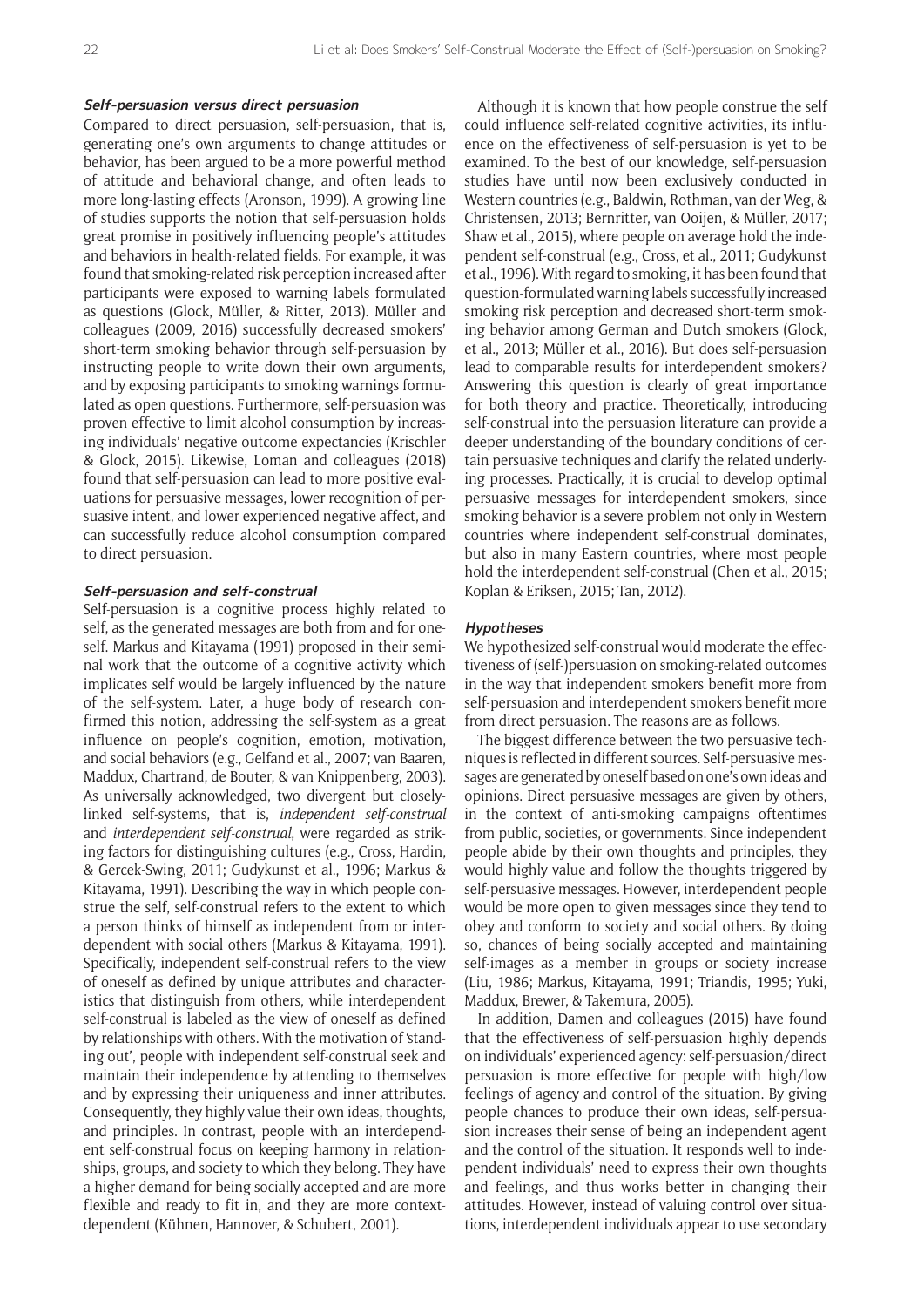#### Self-persuasion versus direct persuasion

Compared to direct persuasion, self-persuasion, that is, generating one's own arguments to change attitudes or behavior, has been argued to be a more powerful method of attitude and behavioral change, and often leads to more long-lasting effects (Aronson, 1999). A growing line of studies supports the notion that self-persuasion holds great promise in positively influencing people's attitudes and behaviors in health-related fields. For example, it was found that smoking-related risk perception increased after participants were exposed to warning labels formulated as questions (Glock, Müller, & Ritter, 2013). Müller and colleagues (2009, 2016) successfully decreased smokers' short-term smoking behavior through self-persuasion by instructing people to write down their own arguments, and by exposing participants to smoking warnings formulated as open questions. Furthermore, self-persuasion was proven effective to limit alcohol consumption by increasing individuals' negative outcome expectancies (Krischler & Glock, 2015). Likewise, Loman and colleagues (2018) found that self-persuasion can lead to more positive evaluations for persuasive messages, lower recognition of persuasive intent, and lower experienced negative affect, and can successfully reduce alcohol consumption compared to direct persuasion.

#### Self-persuasion and self-construal

Self-persuasion is a cognitive process highly related to self, as the generated messages are both from and for oneself. Markus and Kitayama (1991) proposed in their seminal work that the outcome of a cognitive activity which implicates self would be largely influenced by the nature of the self-system. Later, a huge body of research confirmed this notion, addressing the self-system as a great influence on people's cognition, emotion, motivation, and social behaviors (e.g., Gelfand et al., 2007; van Baaren, Maddux, Chartrand, de Bouter, & van Knippenberg, 2003). As universally acknowledged, two divergent but closely-linked self-systems, that is, *independent self-construal* and *interdependent self-construal*, were regarded as striking factors for distinguishing cultures (e.g., Cross, Hardin, & Gercek-Swing, 2011; Gudykunst et al., 1996; Markus & Kitayama, 1991). Describing the way in which people construe the self, self-construal refers to the extent to which a person thinks of himself as independent from or interdependent with social others (Markus & Kitayama, 1991). Specifically, independent self-construal refers to the view of oneself as defined by unique attributes and characteristics that distinguish from others, while interdependent self-construal is labeled as the view of oneself as defined by relationships with others. With the motivation of 'standing out', people with independent self-construal seek and maintain their independence by attending to themselves and by expressing their uniqueness and inner attributes. Consequently, they highly value their own ideas, thoughts, and principles. In contrast, people with an interdependent self-construal focus on keeping harmony in relationships, groups, and society to which they belong. They have a higher demand for being socially accepted and are more flexible and ready to fit in, and they are more context-dependent (Kühnen, Hannover, & Schubert, 2001).

Although it is known that how people construe the self could influence self-related cognitive activities, its influence on the effectiveness of self-persuasion is yet to be examined. To the best of our knowledge, self-persuasion studies have until now been exclusively conducted in Western countries (e.g., Baldwin, Rothman, van der Weg, & Christensen, 2013; Bernritter, van Ooijen, & Müller, 2017; Shaw et al., 2015), where people on average hold the independent self-construal (e.g., Cross, et al., 2011; Gudykunst et al., 1996). With regard to smoking, it has been found that question-formulated warning labels successfully increased smoking risk perception and decreased short-term smoking behavior among German and Dutch smokers (Glock, et al., 2013; Müller et al., 2016). But does self-persuasion lead to comparable results for interdependent smokers? Answering this question is clearly of great importance for both theory and practice. Theoretically, introducing self-construal into the persuasion literature can provide a deeper understanding of the boundary conditions of certain persuasive techniques and clarify the related underlying processes. Practically, it is crucial to develop optimal persuasive messages for interdependent smokers, since smoking behavior is a severe problem not only in Western countries where independent self-construal dominates, but also in many Eastern countries, where most people hold the interdependent self-construal (Chen et al., 2015; Koplan & Eriksen, 2015; Tan, 2012).

#### Hypotheses

We hypothesized self-construal would moderate the effectiveness of (self-)persuasion on smoking-related outcomes in the way that independent smokers benefit more from self-persuasion and interdependent smokers benefit more from direct persuasion. The reasons are as follows.

The biggest difference between the two persuasive techniques is reflected in different sources. Self-persuasive messages are generated by oneself based on one's own ideas and opinions. Direct persuasive messages are given by others, in the context of anti-smoking campaigns oftentimes from public, societies, or governments. Since independent people abide by their own thoughts and principles, they would highly value and follow the thoughts triggered by self-persuasive messages. However, interdependent people would be more open to given messages since they tend to obey and conform to society and social others. By doing so, chances of being socially accepted and maintaining self-images as a member in groups or society increase (Liu, 1986; Markus, Kitayama, 1991; Triandis, 1995; Yuki, Maddux, Brewer, & Takemura, 2005).

In addition, Damen and colleagues (2015) have found that the effectiveness of self-persuasion highly depends on individuals' experienced agency: self-persuasion/direct persuasion is more effective for people with high/low feelings of agency and control of the situation. By giving people chances to produce their own ideas, self-persuasion increases their sense of being an independent agent and the control of the situation. It responds well to independent individuals' need to express their own thoughts and feelings, and thus works better in changing their attitudes. However, instead of valuing control over situations, interdependent individuals appear to use secondary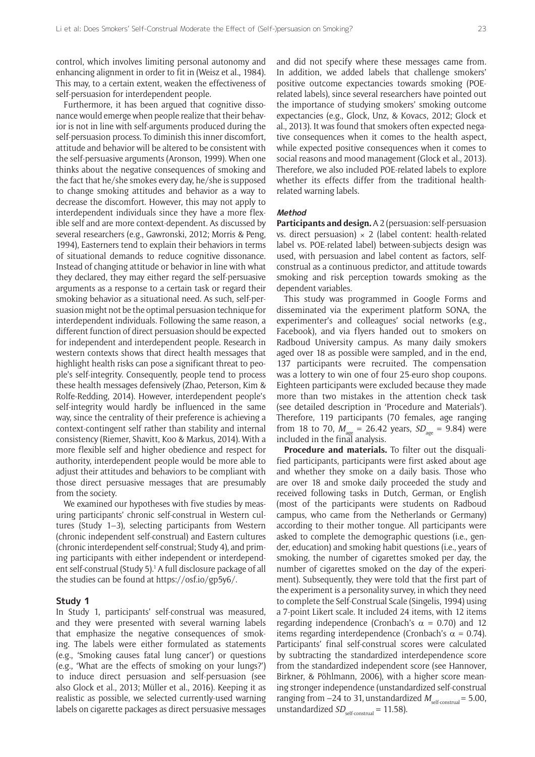control, which involves limiting personal autonomy and enhancing alignment in order to fit in (Weisz et al., 1984). This may, to a certain extent, weaken the effectiveness of self-persuasion for interdependent people.

Furthermore, it has been argued that cognitive dissonance would emerge when people realize that their behavior is not in line with self-arguments produced during the self-persuasion process. To diminish this inner discomfort, attitude and behavior will be altered to be consistent with the self-persuasive arguments (Aronson, 1999). When one thinks about the negative consequences of smoking and the fact that he/she smokes every day, he/she is supposed to change smoking attitudes and behavior as a way to decrease the discomfort. However, this may not apply to interdependent individuals since they have a more flexible self and are more context-dependent. As discussed by several researchers (e.g., Gawronski, 2012; Morris & Peng, 1994), Easterners tend to explain their behaviors in terms of situational demands to reduce cognitive dissonance. Instead of changing attitude or behavior in line with what they declared, they may either regard the self-persuasive arguments as a response to a certain task or regard their smoking behavior as a situational need. As such, self-persuasion might not be the optimal persuasion technique for interdependent individuals. Following the same reason, a different function of direct persuasion should be expected for independent and interdependent people. Research in western contexts shows that direct health messages that highlight health risks can pose a significant threat to people's self-integrity. Consequently, people tend to process these health messages defensively (Zhao, Peterson, Kim & Rolfe-Redding, 2014). However, interdependent people's self-integrity would hardly be influenced in the same way, since the centrality of their preference is achieving a context-contingent self rather than stability and internal consistency (Riemer, Shavitt, Koo & Markus, 2014). With a more flexible self and higher obedience and respect for authority, interdependent people would be more able to adjust their attitudes and behaviors to be compliant with those direct persuasive messages that are presumably from the society.

We examined our hypotheses with five studies by measuring participants' chronic self-construal in Western cultures (Study 1–3), selecting participants from Western (chronic independent self-construal) and Eastern cultures (chronic interdependent self-construal; Study 4), and priming participants with either independent or interdependent self-construal (Study 5).[1] A full disclosure package of all the studies can be found at https://osf.io/gp5y6/.

## Study 1

In Study 1, participants' self-construal was measured, and they were presented with several warning labels that emphasize the negative consequences of smoking. The labels were either formulated as statements (e.g., 'Smoking causes fatal lung cancer') or questions (e.g., 'What are the effects of smoking on your lungs?') to induce direct persuasion and self-persuasion (see also Glock et al., 2013; Müller et al., 2016). Keeping it as realistic as possible, we selected currently-used warning labels on cigarette packages as direct persuasive messages and did not specify where these messages came from. In addition, we added labels that challenge smokers' positive outcome expectancies towards smoking (POE-related labels), since several researchers have pointed out the importance of studying smokers' smoking outcome expectancies (e.g., Glock, Unz, & Kovacs, 2012; Glock et al., 2013). It was found that smokers often expected negative consequences when it comes to the health aspect, while expected positive consequences when it comes to social reasons and mood management (Glock et al., 2013). Therefore, we also included POE-related labels to explore whether its effects differ from the traditional health-related warning labels.

### *Method*

**Participants and design.** A 2 (persuasion: self-persuasion vs. direct persuasion) × 2 (label content: health-related label vs. POE-related label) between-subjects design was used, with persuasion and label content as factors, self-construal as a continuous predictor, and attitude towards smoking and risk perception towards smoking as the dependent variables.

This study was programmed in Google Forms and disseminated via the experiment platform SONA, the experimenter's and colleagues' social networks (e.g., Facebook), and via flyers handed out to smokers on Radboud University campus. As many daily smokers aged over 18 as possible were sampled, and in the end, 137 participants were recruited. The compensation was a lottery to win one of four 25-euro shop coupons. Eighteen participants were excluded because they made more than two mistakes in the attention check task (see detailed description in 'Procedure and Materials'). Therefore, 119 participants (70 females, age ranging from 18 to 70, $M_{age}$ = 26.42 years, $SD_{age}$ = 9.84) were included in the final analysis.

**Procedure and materials.** To filter out the disqualified participants, participants were first asked about age and whether they smoke on a daily basis. Those who are over 18 and smoke daily proceeded the study and received following tasks in Dutch, German, or English (most of the participants were students on Radboud campus, who came from the Netherlands or Germany) according to their mother tongue. All participants were asked to complete the demographic questions (i.e., gender, education) and smoking habit questions (i.e., years of smoking, the number of cigarettes smoked per day, the number of cigarettes smoked on the day of the experiment). Subsequently, they were told that the first part of the experiment is a personality survey, in which they need to complete the Self-Construal Scale (Singelis, 1994) using a 7-point Likert scale. It included 24 items, with 12 items regarding independence (Cronbach's $\alpha$ = 0.70) and 12 items regarding interdependence (Cronbach's $\alpha$ = 0.74). Participants' final self-construal scores were calculated by subtracting the standardized interdependence score from the standardized independent score (see Hannover, Birkner, & Pöhlmann, 2006), with a higher score meaning stronger independence (unstandardized self-construal ranging from –24 to 31, unstandardized $M_{self\text{-}construal}$ = 5.00, unstandardized $SD_{self\text{-}construal}$ = 11.58).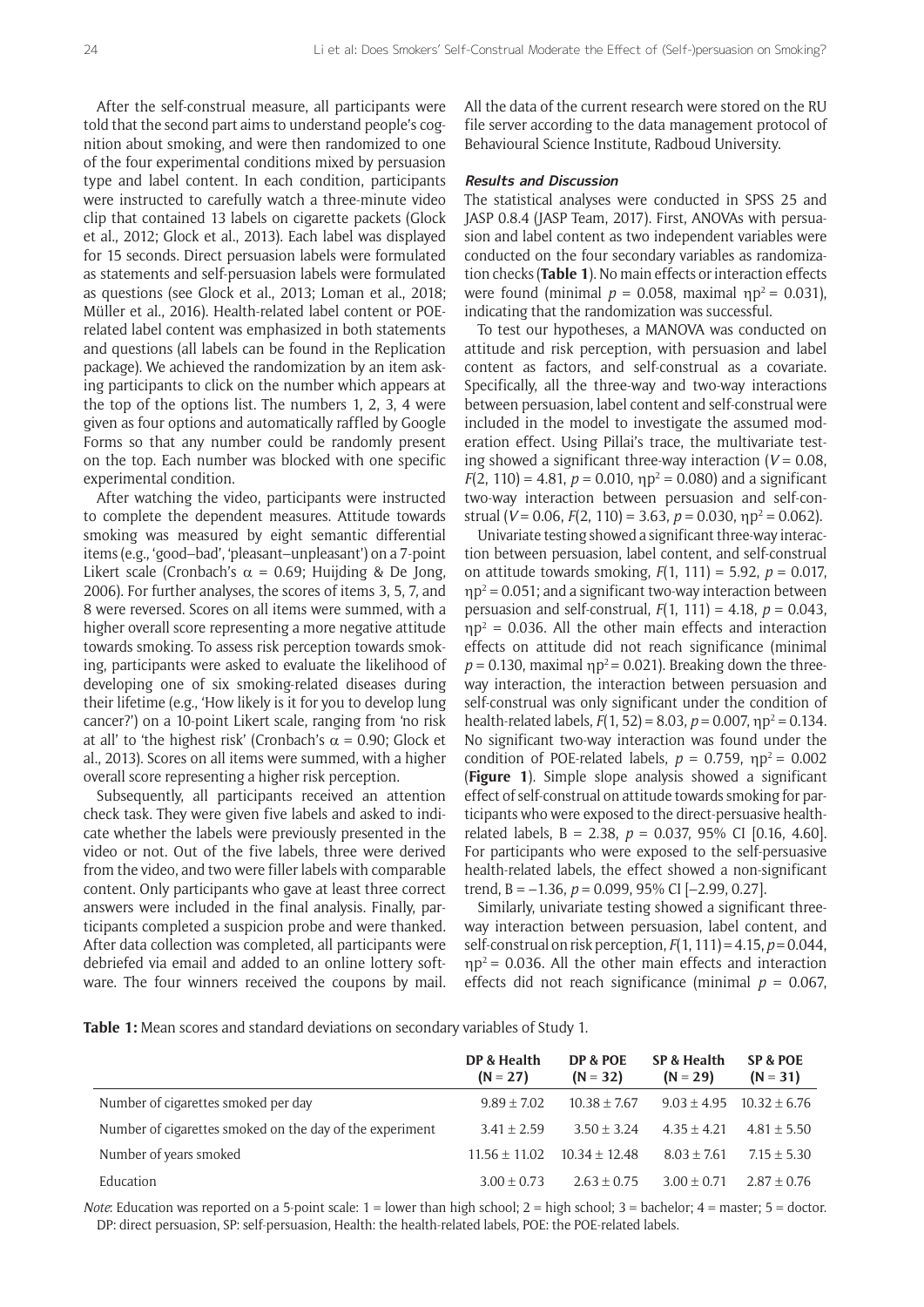After the self-construal measure, all participants were told that the second part aims to understand people's cognition about smoking, and were then randomized to one of the four experimental conditions mixed by persuasion type and label content. In each condition, participants were instructed to carefully watch a three-minute video clip that contained 13 labels on cigarette packets (Glock et al., 2012; Glock et al., 2013). Each label was displayed for 15 seconds. Direct persuasion labels were formulated as statements and self-persuasion labels were formulated as questions (see Glock et al., 2013; Loman et al., 2018; Müller et al., 2016). Health-related label content or POE-related label content was emphasized in both statements and questions (all labels can be found in the Replication package). We achieved the randomization by an item asking participants to click on the number which appears at the top of the options list. The numbers 1, 2, 3, 4 were given as four options and automatically raffled by Google Forms so that any number could be randomly present on the top. Each number was blocked with one specific experimental condition.

After watching the video, participants were instructed to complete the dependent measures. Attitude towards smoking was measured by eight semantic differential items (e.g., 'good–bad', 'pleasant–unpleasant') on a 7-point Likert scale (Cronbach's $\alpha$ = 0.69; Huijding & De Jong, 2006). For further analyses, the scores of items 3, 5, 7, and 8 were reversed. Scores on all items were summed, with a higher overall score representing a more negative attitude towards smoking. To assess risk perception towards smoking, participants were asked to evaluate the likelihood of developing one of six smoking-related diseases during their lifetime (e.g., 'How likely is it for you to develop lung cancer?') on a 10-point Likert scale, ranging from 'no risk at all' to 'the highest risk' (Cronbach's $\alpha$ = 0.90; Glock et al., 2013). Scores on all items were summed, with a higher overall score representing a higher risk perception.

Subsequently, all participants received an attention check task. They were given five labels and asked to indicate whether the labels were previously presented in the video or not. Out of the five labels, three were derived from the video, and two were filler labels with comparable content. Only participants who gave at least three correct answers were included in the final analysis. Finally, participants completed a suspicion probe and were thanked. After data collection was completed, all participants were debriefed via email and added to an online lottery software. The four winners received the coupons by mail. All the data of the current research were stored on the RU file server according to the data management protocol of Behavioural Science Institute, Radboud University.

### *Results and Discussion*

The statistical analyses were conducted in SPSS 25 and JASP 0.8.4 (JASP Team, 2017). First, ANOVAs with persuasion and label content as two independent variables were conducted on the four secondary variables as randomization checks (**Table 1**). No main effects or interaction effects were found (minimal $p = 0.058$, maximal $\eta p^2 = 0.031$), indicating that the randomization was successful.

To test our hypotheses, a MANOVA was conducted on attitude and risk perception, with persuasion and label content as factors, and self-construal as a covariate. Specifically, all the three-way and two-way interactions between persuasion, label content and self-construal were included in the model to investigate the assumed moderation effect. Using Pillai's trace, the multivariate testing showed a significant three-way interaction ($V = 0.08$, $F(2, 110) = 4.81$, $p = 0.010$, $\eta p^2 = 0.080$) and a significant two-way interaction between persuasion and self-construal ($V = 0.06$, $F(2, 110) = 3.63$, $p = 0.030$, $\eta p^2 = 0.062$).

Univariate testing showed a significant three-way interaction between persuasion, label content, and self-construal on attitude towards smoking, $F(1, 111) = 5.92$, $p = 0.017$, $\eta p^2 = 0.051$; and a significant two-way interaction between persuasion and self-construal, $F(1, 111) = 4.18$, $p = 0.043$, $\eta p^2 = 0.036$. All the other main effects and interaction effects on attitude did not reach significance (minimal $p = 0.130$, maximal $\eta p^2 = 0.021$). Breaking down the three-way interaction, the interaction between persuasion and self-construal was only significant under the condition of health-related labels, $F(1, 52) = 8.03$, $p = 0.007$, $\eta p^2 = 0.134$. No significant two-way interaction was found under the condition of POE-related labels, $p = 0.759$, $\eta p^2 = 0.002$ (**Figure 1**). Simple slope analysis showed a significant effect of self-construal on attitude towards smoking for participants who were exposed to the direct-persuasive health-related labels, B = 2.38, $p = 0.037$, 95% CI [0.16, 4.60]. For participants who were exposed to the self-persuasive health-related labels, the effect showed a non-significant trend, B = −1.36, $p = 0.099$, 95% CI [−2.99, 0.27].

Similarly, univariate testing showed a significant three-way interaction between persuasion, label content, and self-construal on risk perception, $F(1, 111) = 4.15$, $p = 0.044$, $\eta p^2 = 0.036$. All the other main effects and interaction effects did not reach significance (minimal $p = 0.067$,

**Table 1:** Mean scores and standard deviations on secondary variables of Study 1.

| | DP & Health (N = 27) | DP & POE (N = 32) | SP & Health (N = 29) | SP & POE (N = 31) |
|---|---|---|---|---|
| Number of cigarettes smoked per day | 9.89 ± 7.02 | 10.38 ± 7.67 | 9.03 ± 4.95 | 10.32 ± 6.76 |
| Number of cigarettes smoked on the day of the experiment | 3.41 ± 2.59 | 3.50 ± 3.24 | 4.35 ± 4.21 | 4.81 ± 5.50 |
| Number of years smoked | 11.56 ± 11.02 | 10.34 ± 12.48 | 8.03 ± 7.61 | 7.15 ± 5.30 |
| Education | 3.00 ± 0.73 | 2.63 ± 0.75 | 3.00 ± 0.71 | 2.87 ± 0.76 |

*Note*: Education was reported on a 5-point scale: 1 = lower than high school; 2 = high school; 3 = bachelor; 4 = master; 5 = doctor. DP: direct persuasion, SP: self-persuasion, Health: the health-related labels, POE: the POE-related labels.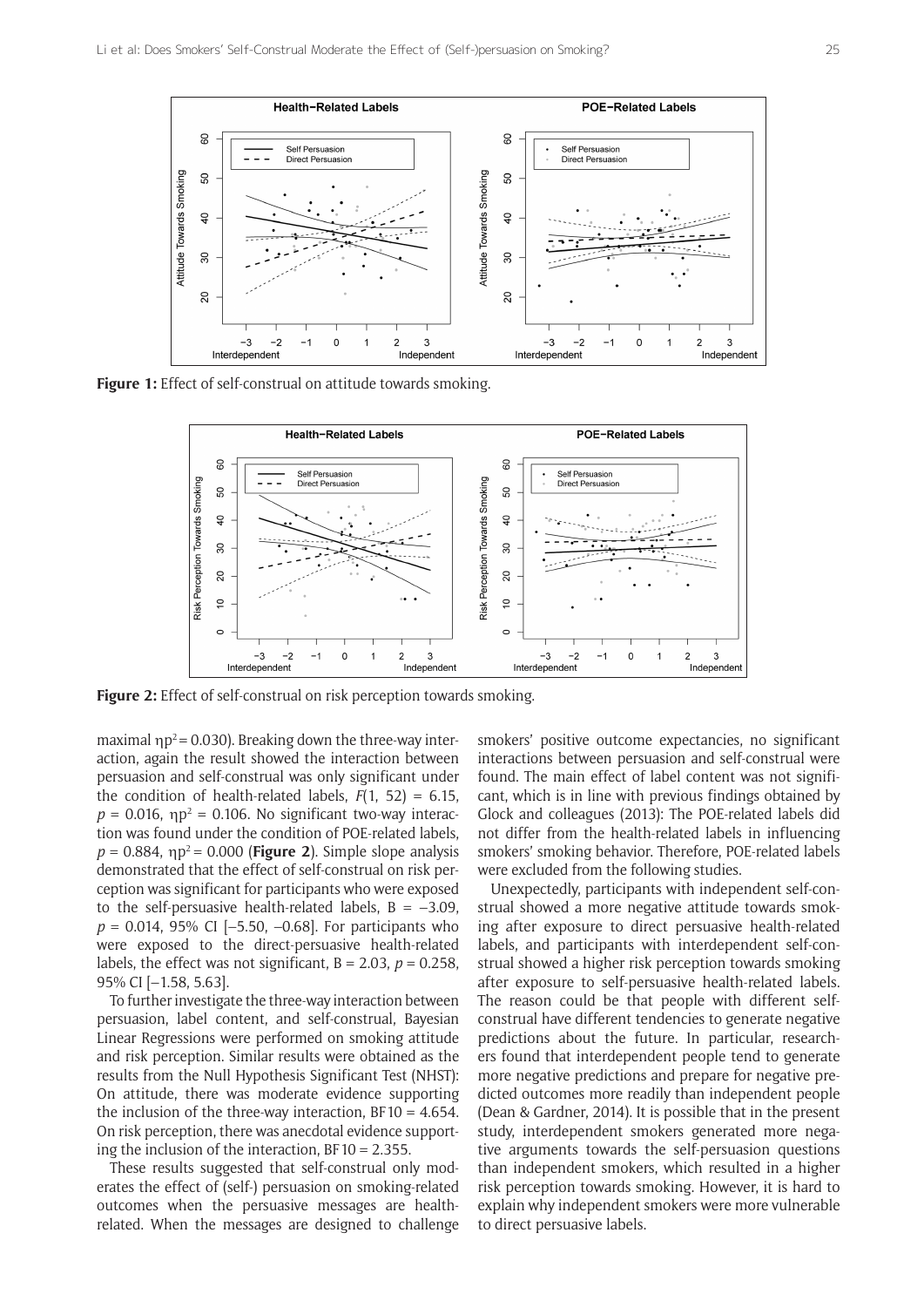**Figure 1:** Effect of self-construal on attitude towards smoking.

**Figure 2:** Effect of self-construal on risk perception towards smoking.

maximal $\eta p^2 = 0.030$). Breaking down the three-way interaction, again the result showed the interaction between persuasion and self-construal was only significant under the condition of health-related labels, $F(1, 52) = 6.15$, $p = 0.016$, $\eta p^2 = 0.106$. No significant two-way interaction was found under the condition of POE-related labels, $p = 0.884$, $\eta p^2 = 0.000$ (**Figure 2**). Simple slope analysis demonstrated that the effect of self-construal on risk perception was significant for participants who were exposed to the self-persuasive health-related labels, $B = -3.09$, $p = 0.014$, 95% CI [–5.50, –0.68]. For participants who were exposed to the direct-persuasive health-related labels, the effect was not significant, $B = 2.03$, $p = 0.258$, 95% CI [–1.58, 5.63].

To further investigate the three-way interaction between persuasion, label content, and self-construal, Bayesian Linear Regressions were performed on smoking attitude and risk perception. Similar results were obtained as the results from the Null Hypothesis Significant Test (NHST): On attitude, there was moderate evidence supporting the inclusion of the three-way interaction, $BF10 = 4.654$. On risk perception, there was anecdotal evidence supporting the inclusion of the interaction, $BF10 = 2.355$.

These results suggested that self-construal only moderates the effect of (self-) persuasion on smoking-related outcomes when the persuasive messages are health-related. When the messages are designed to challenge smokers' positive outcome expectancies, no significant interactions between persuasion and self-construal were found. The main effect of label content was not significant, which is in line with previous findings obtained by Glock and colleagues (2013): The POE-related labels did not differ from the health-related labels in influencing smokers' smoking behavior. Therefore, POE-related labels were excluded from the following studies.

Unexpectedly, participants with independent self-construal showed a more negative attitude towards smoking after exposure to direct persuasive health-related labels, and participants with interdependent self-construal showed a higher risk perception towards smoking after exposure to self-persuasive health-related labels. The reason could be that people with different self-construal have different tendencies to generate negative predictions about the future. In particular, researchers found that interdependent people tend to generate more negative predictions and prepare for negative predicted outcomes more readily than independent people (Dean & Gardner, 2014). It is possible that in the present study, interdependent smokers generated more negative arguments towards the self-persuasion questions than independent smokers, which resulted in a higher risk perception towards smoking. However, it is hard to explain why independent smokers were more vulnerable to direct persuasive labels.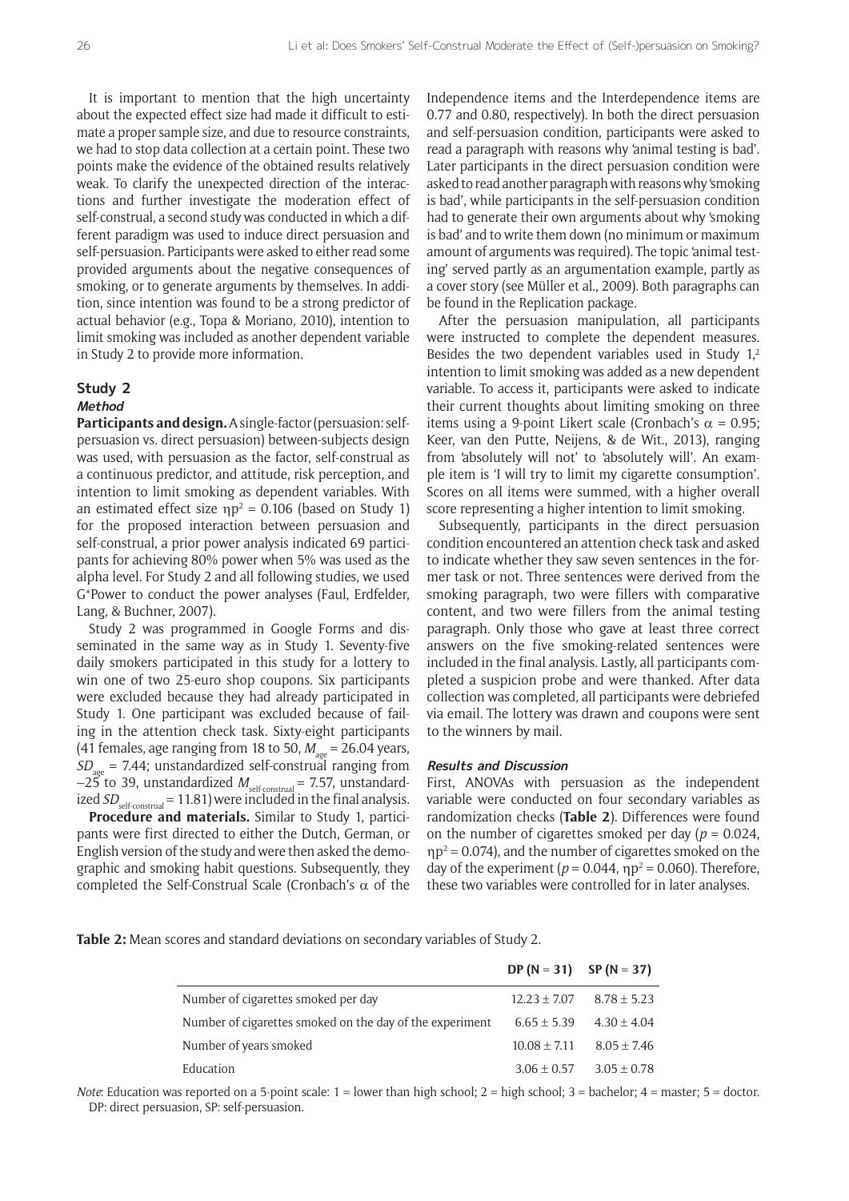It is important to mention that the high uncertainty about the expected effect size had made it difficult to estimate a proper sample size, and due to resource constraints, we had to stop data collection at a certain point. These two points make the evidence of the obtained results relatively weak. To clarify the unexpected direction of the interactions and further investigate the moderation effect of self-construal, a second study was conducted in which a different paradigm was used to induce direct persuasion and self-persuasion. Participants were asked to either read some provided arguments about the negative consequences of smoking, or to generate arguments by themselves. In addition, since intention was found to be a strong predictor of actual behavior (e.g., Topa & Moriano, 2010), intention to limit smoking was included as another dependent variable in Study 2 to provide more information.

## Study 2

### Method

**Participants and design.** A single-factor (persuasion: self-persuasion vs. direct persuasion) between-subjects design was used, with persuasion as the factor, self-construal as a continuous predictor, and attitude, risk perception, and intention to limit smoking as dependent variables. With an estimated effect size $\eta p^2 = 0.106$ (based on Study 1) for the proposed interaction between persuasion and self-construal, a prior power analysis indicated 69 participants for achieving 80% power when 5% was used as the alpha level. For Study 2 and all following studies, we used G*Power to conduct the power analyses (Faul, Erdfelder, Lang, & Buchner, 2007).

Study 2 was programmed in Google Forms and disseminated in the same way as in Study 1. Seventy-five daily smokers participated in this study for a lottery to win one of two 25-euro shop coupons. Six participants were excluded because they had already participated in Study 1. One participant was excluded because of failing in the attention check task. Sixty-eight participants (41 females, age ranging from 18 to 50, $M_{age} = 26.04$ years, $SD_{age} = 7.44$; unstandardized self-construal ranging from $-25$ to 39, unstandardized $M_{self\text{-}construal} = 7.57$, unstandardized $SD_{self\text{-}construal} = 11.81$) were included in the final analysis.

**Procedure and materials.** Similar to Study 1, participants were first directed to either the Dutch, German, or English version of the study and were then asked the demographic and smoking habit questions. Subsequently, they completed the Self-Construal Scale (Cronbach's $\alpha$ of the Independence items and the Interdependence items are 0.77 and 0.80, respectively). In both the direct persuasion and self-persuasion condition, participants were asked to read a paragraph with reasons why 'animal testing is bad'. Later participants in the direct persuasion condition were asked to read another paragraph with reasons why 'smoking is bad', while participants in the self-persuasion condition had to generate their own arguments about why 'smoking is bad' and to write them down (no minimum or maximum amount of arguments was required). The topic 'animal testing' served partly as an argumentation example, partly as a cover story (see Müller et al., 2009). Both paragraphs can be found in the Replication package.

After the persuasion manipulation, all participants were instructed to complete the dependent measures. Besides the two dependent variables used in Study 1,[2] intention to limit smoking was added as a new dependent variable. To access it, participants were asked to indicate their current thoughts about limiting smoking on three items using a 9-point Likert scale (Cronbach's $\alpha = 0.95$; Keer, van den Putte, Neijens, & de Wit., 2013), ranging from 'absolutely will not' to 'absolutely will'. An example item is 'I will try to limit my cigarette consumption'. Scores on all items were summed, with a higher overall score representing a higher intention to limit smoking.

Subsequently, participants in the direct persuasion condition encountered an attention check task and asked to indicate whether they saw seven sentences in the former task or not. Three sentences were derived from the smoking paragraph, two were fillers with comparative content, and two were fillers from the animal testing paragraph. Only those who gave at least three correct answers on the five smoking-related sentences were included in the final analysis. Lastly, all participants completed a suspicion probe and were thanked. After data collection was completed, all participants were debriefed via email. The lottery was drawn and coupons were sent to the winners by mail.

### Results and Discussion

First, ANOVAs with persuasion as the independent variable were conducted on four secondary variables as randomization checks (**Table 2**). Differences were found on the number of cigarettes smoked per day ($p = 0.024$, $\eta p^2 = 0.074$), and the number of cigarettes smoked on the day of the experiment ($p = 0.044$, $\eta p^2 = 0.060$). Therefore, these two variables were controlled for in later analyses.

**Table 2:** Mean scores and standard deviations on secondary variables of Study 2.

| | DP (N = 31) | SP (N = 37) |
|---|---|---|
| Number of cigarettes smoked per day | 12.23 ± 7.07 | 8.78 ± 5.23 |
| Number of cigarettes smoked on the day of the experiment | 6.65 ± 5.39 | 4.30 ± 4.04 |
| Number of years smoked | 10.08 ± 7.11 | 8.05 ± 7.46 |
| Education | 3.06 ± 0.57 | 3.05 ± 0.78 |

*Note*: Education was reported on a 5-point scale: 1 = lower than high school; 2 = high school; 3 = bachelor; 4 = master; 5 = doctor. DP: direct persuasion, SP: self-persuasion.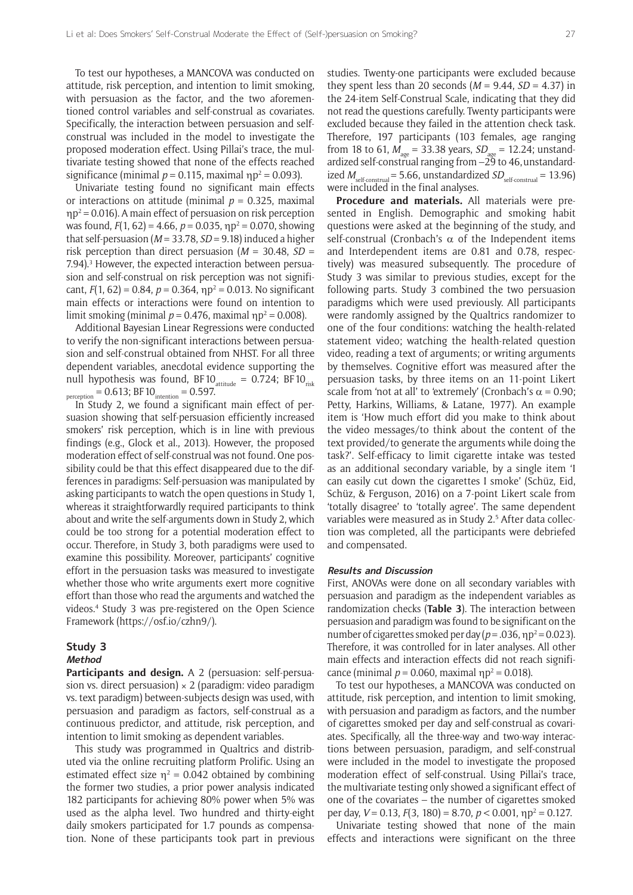To test our hypotheses, a MANCOVA was conducted on attitude, risk perception, and intention to limit smoking, with persuasion as the factor, and the two aforementioned control variables and self-construal as covariates. Specifically, the interaction between persuasion and self-construal was included in the model to investigate the proposed moderation effect. Using Pillai's trace, the multivariate testing showed that none of the effects reached significance (minimal $p = 0.115$, maximal $\eta p^2 = 0.093$).

Univariate testing found no significant main effects or interactions on attitude (minimal $p = 0.325$, maximal $\eta p^2 = 0.016$). A main effect of persuasion on risk perception was found, $F(1, 62) = 4.66$, $p = 0.035$, $\eta p^2 = 0.070$, showing that self-persuasion ($M = 33.78$, $SD = 9.18$) induced a higher risk perception than direct persuasion ($M = 30.48$, $SD = 7.94$).[3] However, the expected interaction between persuasion and self-construal on risk perception was not significant, $F(1, 62) = 0.84$, $p = 0.364$, $\eta p^2 = 0.013$. No significant main effects or interactions were found on intention to limit smoking (minimal $p = 0.476$, maximal $\eta p^2 = 0.008$).

Additional Bayesian Linear Regressions were conducted to verify the non-significant interactions between persuasion and self-construal obtained from NHST. For all three dependent variables, anecdotal evidence supporting the null hypothesis was found, $BF10_{attitude} = 0.724$; $BF10_{risk\ perception} = 0.613$; $BF10_{intention} = 0.597$.

In Study 2, we found a significant main effect of persuasion showing that self-persuasion efficiently increased smokers' risk perception, which is in line with previous findings (e.g., Glock et al., 2013). However, the proposed moderation effect of self-construal was not found. One possibility could be that this effect disappeared due to the differences in paradigms: Self-persuasion was manipulated by asking participants to watch the open questions in Study 1, whereas it straightforwardly required participants to think about and write the self-arguments down in Study 2, which could be too strong for a potential moderation effect to occur. Therefore, in Study 3, both paradigms were used to examine this possibility. Moreover, participants' cognitive effort in the persuasion tasks was measured to investigate whether those who write arguments exert more cognitive effort than those who read the arguments and watched the videos.[4] Study 3 was pre-registered on the Open Science Framework (https://osf.io/czhn9/).

## Study 3

### Method

**Participants and design.** A 2 (persuasion: self-persuasion vs. direct persuasion) × 2 (paradigm: video paradigm vs. text paradigm) between-subjects design was used, with persuasion and paradigm as factors, self-construal as a continuous predictor, and attitude, risk perception, and intention to limit smoking as dependent variables.

This study was programmed in Qualtrics and distributed via the online recruiting platform Prolific. Using an estimated effect size $\eta^2 = 0.042$ obtained by combining the former two studies, a prior power analysis indicated 182 participants for achieving 80% power when 5% was used as the alpha level. Two hundred and thirty-eight daily smokers participated for 1.7 pounds as compensation. None of these participants took part in previous studies. Twenty-one participants were excluded because they spent less than 20 seconds ($M = 9.44$, $SD = 4.37$) in the 24-item Self-Construal Scale, indicating that they did not read the questions carefully. Twenty participants were excluded because they failed in the attention check task. Therefore, 197 participants (103 females, age ranging from 18 to 61, $M_{age} = 33.38$ years, $SD_{age} = 12.24$; unstandardized self-construal ranging from –29 to 46, unstandardized $M_{self\text{-}construal} = 5.66$, unstandardized $SD_{self\text{-}construal} = 13.96$) were included in the final analyses.

**Procedure and materials.** All materials were presented in English. Demographic and smoking habit questions were asked at the beginning of the study, and self-construal (Cronbach's $\alpha$ of the Independent items and Interdependent items are 0.81 and 0.78, respectively) was measured subsequently. The procedure of Study 3 was similar to previous studies, except for the following parts. Study 3 combined the two persuasion paradigms which were used previously. All participants were randomly assigned by the Qualtrics randomizer to one of the four conditions: watching the health-related statement video; watching the health-related question video, reading a text of arguments; or writing arguments by themselves. Cognitive effort was measured after the persuasion tasks, by three items on an 11-point Likert scale from 'not at all' to 'extremely' (Cronbach's $\alpha = 0.90$; Petty, Harkins, Williams, & Latane, 1977). An example item is 'How much effort did you make to think about the video messages/to think about the content of the text provided/to generate the arguments while doing the task?'. Self-efficacy to limit cigarette intake was tested as an additional secondary variable, by a single item 'I can easily cut down the cigarettes I smoke' (Schüz, Eid, Schüz, & Ferguson, 2016) on a 7-point Likert scale from 'totally disagree' to 'totally agree'. The same dependent variables were measured as in Study 2.[5] After data collection was completed, all the participants were debriefed and compensated.

### Results and Discussion

First, ANOVAs were done on all secondary variables with persuasion and paradigm as the independent variables as randomization checks (**Table 3**). The interaction between persuasion and paradigm was found to be significant on the number of cigarettes smoked per day ($p = .036$, $\eta p^2 = 0.023$). Therefore, it was controlled for in later analyses. All other main effects and interaction effects did not reach significance (minimal $p = 0.060$, maximal $\eta p^2 = 0.018$).

To test our hypotheses, a MANCOVA was conducted on attitude, risk perception, and intention to limit smoking, with persuasion and paradigm as factors, and the number of cigarettes smoked per day and self-construal as covariates. Specifically, all the three-way and two-way interactions between persuasion, paradigm, and self-construal were included in the model to investigate the proposed moderation effect of self-construal. Using Pillai's trace, the multivariate testing only showed a significant effect of one of the covariates – the number of cigarettes smoked per day, $V = 0.13$, $F(3, 180) = 8.70$, $p < 0.001$, $\eta p^2 = 0.127$.

Univariate testing showed that none of the main effects and interactions were significant on the three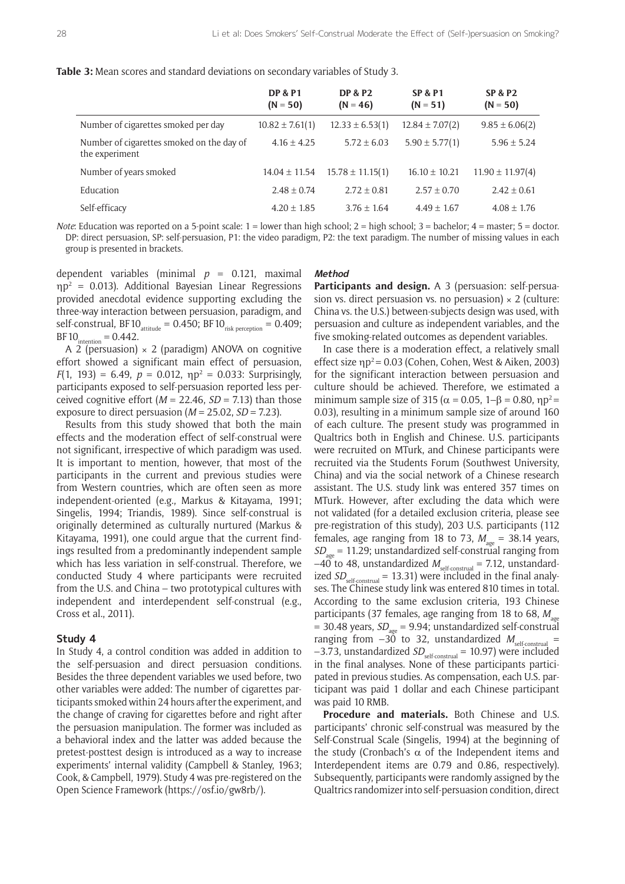**Table 3:** Mean scores and standard deviations on secondary variables of Study 3.

| | DP & P1 (N = 50) | DP & P2 (N = 46) | SP & P1 (N = 51) | SP & P2 (N = 50) |
|---|---|---|---|---|
| Number of cigarettes smoked per day | 10.82 ± 7.61(1) | 12.33 ± 6.53(1) | 12.84 ± 7.07(2) | 9.85 ± 6.06(2) |
| Number of cigarettes smoked on the day of the experiment | 4.16 ± 4.25 | 5.72 ± 6.03 | 5.90 ± 5.77(1) | 5.96 ± 5.24 |
| Number of years smoked | 14.04 ± 11.54 | 15.78 ± 11.15(1) | 16.10 ± 10.21 | 11.90 ± 11.97(4) |
| Education | 2.48 ± 0.74 | 2.72 ± 0.81 | 2.57 ± 0.70 | 2.42 ± 0.61 |
| Self-efficacy | 4.20 ± 1.85 | 3.76 ± 1.64 | 4.49 ± 1.67 | 4.08 ± 1.76 |

*Note*: Education was reported on a 5-point scale: 1 = lower than high school; 2 = high school; 3 = bachelor; 4 = master; 5 = doctor. DP: direct persuasion, SP: self-persuasion, P1: the video paradigm, P2: the text paradigm. The number of missing values in each group is presented in brackets.

dependent variables (minimal $p$ = 0.121, maximal $\eta p^2$ = 0.013). Additional Bayesian Linear Regressions provided anecdotal evidence supporting excluding the three-way interaction between persuasion, paradigm, and self-construal, $BF10_{attitude} = 0.450$; $BF10_{risk\ perception} = 0.409$; $BF10_{intention} = 0.442$.

A 2 (persuasion) × 2 (paradigm) ANOVA on cognitive effort showed a significant main effect of persuasion, $F(1, 193) = 6.49$, $p = 0.012$, $\eta p^2 = 0.033$: Surprisingly, participants exposed to self-persuasion reported less perceived cognitive effort ($M$ = 22.46, $SD$ = 7.13) than those exposure to direct persuasion ($M$ = 25.02, $SD$ = 7.23).

Results from this study showed that both the main effects and the moderation effect of self-construal were not significant, irrespective of which paradigm was used. It is important to mention, however, that most of the participants in the current and previous studies were from Western countries, which are often seen as more independent-oriented (e.g., Markus & Kitayama, 1991; Singelis, 1994; Triandis, 1989). Since self-construal is originally determined as culturally nurtured (Markus & Kitayama, 1991), one could argue that the current findings resulted from a predominantly independent sample which has less variation in self-construal. Therefore, we conducted Study 4 where participants were recruited from the U.S. and China – two prototypical cultures with independent and interdependent self-construal (e.g., Cross et al., 2011).

## Study 4

In Study 4, a control condition was added in addition to the self-persuasion and direct persuasion conditions. Besides the three dependent variables we used before, two other variables were added: The number of cigarettes participants smoked within 24 hours after the experiment, and the change of craving for cigarettes before and right after the persuasion manipulation. The former was included as a behavioral index and the latter was added because the pretest-posttest design is introduced as a way to increase experiments' internal validity (Campbell & Stanley, 1963; Cook, & Campbell, 1979). Study 4 was pre-registered on the Open Science Framework (https://osf.io/gw8rb/).

### *Method*

**Participants and design.** A 3 (persuasion: self-persuasion vs. direct persuasion vs. no persuasion) × 2 (culture: China vs. the U.S.) between-subjects design was used, with persuasion and culture as independent variables, and the five smoking-related outcomes as dependent variables.

In case there is a moderation effect, a relatively small effect size $\eta p^2 = 0.03$ (Cohen, Cohen, West & Aiken, 2003) for the significant interaction between persuasion and culture should be achieved. Therefore, we estimated a minimum sample size of 315 ($\alpha = 0.05$, $1-\beta = 0.80$, $\eta p^2 = 0.03$), resulting in a minimum sample size of around 160 of each culture. The present study was programmed in Qualtrics both in English and Chinese. U.S. participants were recruited on MTurk, and Chinese participants were recruited via the Students Forum (Southwest University, China) and via the social network of a Chinese research assistant. The U.S. study link was entered 357 times on MTurk. However, after excluding the data which were not validated (for a detailed exclusion criteria, please see pre-registration of this study), 203 U.S. participants (112 females, age ranging from 18 to 73, $M_{age}$ = 38.14 years, $SD_{age}$ = 11.29; unstandardized self-construal ranging from −40 to 48, unstandardized $M_{self\text{-}construal}$ = 7.12, unstandardized $SD_{self\text{-}construal}$ = 13.31) were included in the final analyses. The Chinese study link was entered 810 times in total. According to the same exclusion criteria, 193 Chinese participants (37 females, age ranging from 18 to 68, $M_{age}$ = 30.48 years, $SD_{age}$ = 9.94; unstandardized self-construal ranging from −30 to 32, unstandardized $M_{self\text{-}construal}$ = −3.73, unstandardized $SD_{self\text{-}construal}$ = 10.97) were included in the final analyses. None of these participants participated in previous studies. As compensation, each U.S. participant was paid 1 dollar and each Chinese participant was paid 10 RMB.

**Procedure and materials.** Both Chinese and U.S. participants' chronic self-construal was measured by the Self-Construal Scale (Singelis, 1994) at the beginning of the study (Cronbach's $\alpha$ of the Independent items and Interdependent items are 0.79 and 0.86, respectively). Subsequently, participants were randomly assigned by the Qualtrics randomizer into self-persuasion condition, direct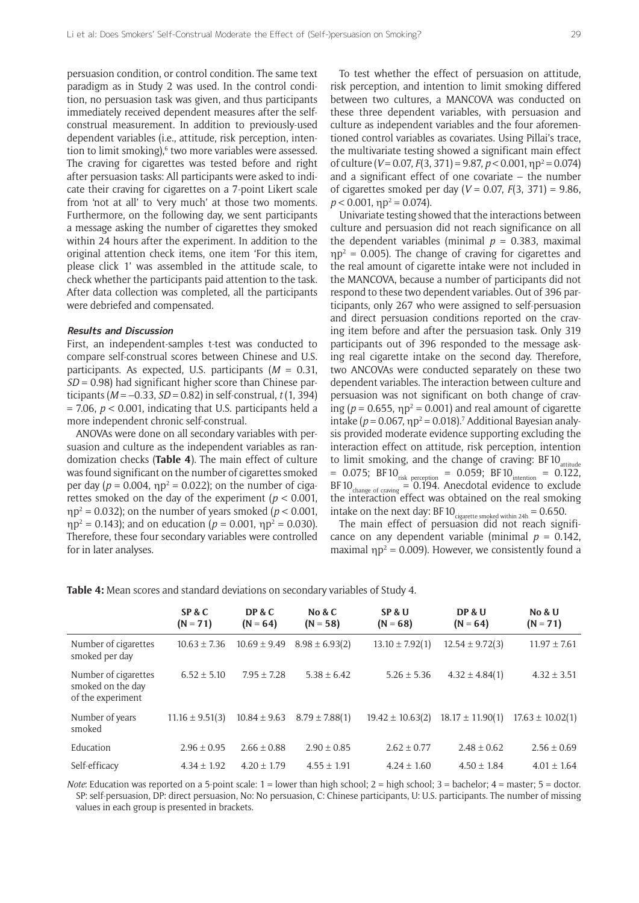persuasion condition, or control condition. The same text paradigm as in Study 2 was used. In the control condition, no persuasion task was given, and thus participants immediately received dependent measures after the self-construal measurement. In addition to previously-used dependent variables (i.e., attitude, risk perception, intention to limit smoking),[6] two more variables were assessed. The craving for cigarettes was tested before and right after persuasion tasks: All participants were asked to indicate their craving for cigarettes on a 7-point Likert scale from 'not at all' to 'very much' at those two moments. Furthermore, on the following day, we sent participants a message asking the number of cigarettes they smoked within 24 hours after the experiment. In addition to the original attention check items, one item 'For this item, please click 1' was assembled in the attitude scale, to check whether the participants paid attention to the task. After data collection was completed, all the participants were debriefed and compensated.

### *Results and Discussion*

First, an independent-samples t-test was conducted to compare self-construal scores between Chinese and U.S. participants. As expected, U.S. participants ($M$ = 0.31, $SD$ = 0.98) had significant higher score than Chinese participants ($M$ = –0.33, $SD$ = 0.82) in self-construal, $t(1, 394) = 7.06$, $p < 0.001$, indicating that U.S. participants held a more independent chronic self-construal.

ANOVAs were done on all secondary variables with persuasion and culture as the independent variables as randomization checks (**Table 4**). The main effect of culture was found significant on the number of cigarettes smoked per day ($p = 0.004$, $\eta p^2 = 0.022$); on the number of cigarettes smoked on the day of the experiment ($p < 0.001$, $\eta p^2 = 0.032$); on the number of years smoked ($p < 0.001$, $\eta p^2 = 0.143$); and on education ($p = 0.001$, $\eta p^2 = 0.030$). Therefore, these four secondary variables were controlled for in later analyses.

To test whether the effect of persuasion on attitude, risk perception, and intention to limit smoking differed between two cultures, a MANCOVA was conducted on these three dependent variables, with persuasion and culture as independent variables and the four aforementioned control variables as covariates. Using Pillai's trace, the multivariate testing showed a significant main effect of culture ($V = 0.07$, $F(3, 371) = 9.87$, $p < 0.001$, $\eta p^2 = 0.074$) and a significant effect of one covariate – the number of cigarettes smoked per day ($V = 0.07$, $F(3, 371) = 9.86$, $p < 0.001$, $\eta p^2 = 0.074$).

Univariate testing showed that the interactions between culture and persuasion did not reach significance on all the dependent variables (minimal $p = 0.383$, maximal $\eta p^2 = 0.005$). The change of craving for cigarettes and the real amount of cigarette intake were not included in the MANCOVA, because a number of participants did not respond to these two dependent variables. Out of 396 participants, only 267 who were assigned to self-persuasion and direct persuasion conditions reported on the craving item before and after the persuasion task. Only 319 participants out of 396 responded to the message asking real cigarette intake on the second day. Therefore, two ANCOVAs were conducted separately on these two dependent variables. The interaction between culture and persuasion was not significant on both change of craving ($p = 0.655$, $\eta p^2 = 0.001$) and real amount of cigarette intake ($p = 0.067$, $\eta p^2 = 0.018$).[7] Additional Bayesian analysis provided moderate evidence supporting excluding the interaction effect on attitude, risk perception, intention to limit smoking, and the change of craving: $BF10_{attitude} = 0.075$; $BF10_{risk\ perception} = 0.059$; $BF10_{intention} = 0.122$, $BF10_{change\ of\ craving} = 0.194$. Anecdotal evidence to exclude the interaction effect was obtained on the real smoking intake on the next day: $BF10_{cigarette\ smoked\ within\ 24h} = 0.650$.

The main effect of persuasion did not reach significance on any dependent variable (minimal $p = 0.142$, maximal $\eta p^2 = 0.009$). However, we consistently found a

**Table 4:** Mean scores and standard deviations on secondary variables of Study 4.

| | SP & C (N = 71) | DP & C (N = 64) | No & C (N = 58) | SP & U (N = 68) | DP & U (N = 64) | No & U (N = 71) |
|---|---|---|---|---|---|---|
| Number of cigarettes smoked per day | 10.63 ± 7.36 | 10.69 ± 9.49 | 8.98 ± 6.93(2) | 13.10 ± 7.92(1) | 12.54 ± 9.72(3) | 11.97 ± 7.61 |
| Number of cigarettes smoked on the day of the experiment | 6.52 ± 5.10 | 7.95 ± 7.28 | 5.38 ± 6.42 | 5.26 ± 5.36 | 4.32 ± 4.84(1) | 4.32 ± 3.51 |
| Number of years smoked | 11.16 ± 9.51(3) | 10.84 ± 9.63 | 8.79 ± 7.88(1) | 19.42 ± 10.63(2) | 18.17 ± 11.90(1) | 17.63 ± 10.02(1) |
| Education | 2.96 ± 0.95 | 2.66 ± 0.88 | 2.90 ± 0.85 | 2.62 ± 0.77 | 2.48 ± 0.62 | 2.56 ± 0.69 |
| Self-efficacy | 4.34 ± 1.92 | 4.20 ± 1.79 | 4.55 ± 1.91 | 4.24 ± 1.60 | 4.50 ± 1.84 | 4.01 ± 1.64 |

*Note*: Education was reported on a 5-point scale: 1 = lower than high school; 2 = high school; 3 = bachelor; 4 = master; 5 = doctor. SP: self-persuasion, DP: direct persuasion, No: No persuasion, C: Chinese participants, U: U.S. participants. The number of missing values in each group is presented in brackets.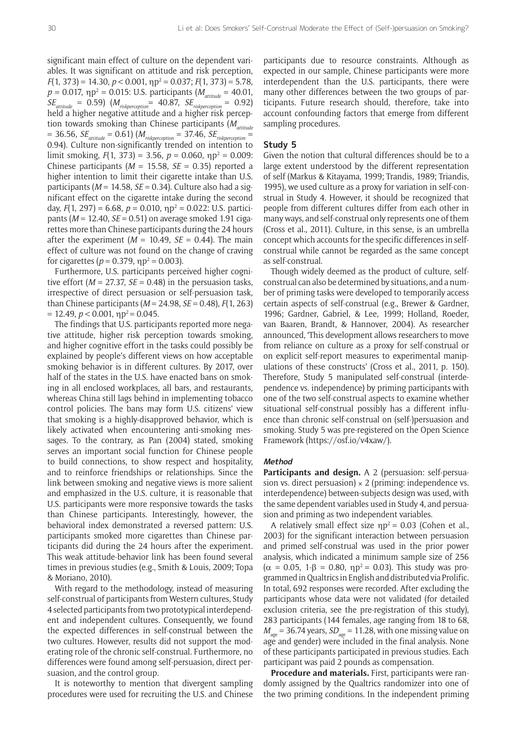significant main effect of culture on the dependent variables. It was significant on attitude and risk perception, $F(1, 373) = 14.30$, $p < 0.001$, $\eta p^2 = 0.037$; $F(1, 373) = 5.78$, $p = 0.017$, $\eta p^2 = 0.015$: U.S. participants ($M_{attitude} = 40.01$, $SE_{attitude} = 0.59$) ($M_{riskperception} = 40.87$, $SE_{riskperception} = 0.92$) held a higher negative attitude and a higher risk perception towards smoking than Chinese participants ($M_{attitude} = 36.56$, $SE_{attitude} = 0.61$) ($M_{riskperception} = 37.46$, $SE_{riskperception} = 0.94$). Culture non-significantly trended on intention to limit smoking, $F(1, 373) = 3.56$, $p = 0.060$, $\eta p^2 = 0.009$: Chinese participants ($M = 15.58$, $SE = 0.35$) reported a higher intention to limit their cigarette intake than U.S. participants ($M = 14.58$, $SE = 0.34$). Culture also had a significant effect on the cigarette intake during the second day, $F(1, 297) = 6.68$, $p = 0.010$, $\eta p^2 = 0.022$: U.S. participants ($M = 12.40$, $SE = 0.51$) on average smoked 1.91 cigarettes more than Chinese participants during the 24 hours after the experiment ($M = 10.49$, $SE = 0.44$). The main effect of culture was not found on the change of craving for cigarettes ($p = 0.379$, $\eta p^2 = 0.003$).

Furthermore, U.S. participants perceived higher cognitive effort ($M = 27.37$, $SE = 0.48$) in the persuasion tasks, irrespective of direct persuasion or self-persuasion task, than Chinese participants ($M = 24.98$, $SE = 0.48$), $F(1, 263) = 12.49$, $p < 0.001$, $\eta p^2 = 0.045$.

The findings that U.S. participants reported more negative attitude, higher risk perception towards smoking, and higher cognitive effort in the tasks could possibly be explained by people's different views on how acceptable smoking behavior is in different cultures. By 2017, over half of the states in the U.S. have enacted bans on smoking in all enclosed workplaces, all bars, and restaurants, whereas China still lags behind in implementing tobacco control policies. The bans may form U.S. citizens' view that smoking is a highly-disapproved behavior, which is likely activated when encountering anti-smoking messages. To the contrary, as Pan (2004) stated, smoking serves an important social function for Chinese people to build connections, to show respect and hospitality, and to reinforce friendships or relationships. Since the link between smoking and negative views is more salient and emphasized in the U.S. culture, it is reasonable that U.S. participants were more responsive towards the tasks than Chinese participants. Interestingly, however, the behavioral index demonstrated a reversed pattern: U.S. participants smoked more cigarettes than Chinese participants did during the 24 hours after the experiment. This weak attitude-behavior link has been found several times in previous studies (e.g., Smith & Louis, 2009; Topa & Moriano, 2010).

With regard to the methodology, instead of measuring self-construal of participants from Western cultures, Study 4 selected participants from two prototypical interdependent and independent cultures. Consequently, we found the expected differences in self-construal between the two cultures. However, results did not support the moderating role of the chronic self-construal. Furthermore, no differences were found among self-persuasion, direct persuasion, and the control group.

It is noteworthy to mention that divergent sampling procedures were used for recruiting the U.S. and Chinese participants due to resource constraints. Although as expected in our sample, Chinese participants were more interdependent than the U.S. participants, there were many other differences between the two groups of participants. Future research should, therefore, take into account confounding factors that emerge from different sampling procedures.

## Study 5

Given the notion that cultural differences should be to a large extent understood by the different representation of self (Markus & Kitayama, 1999; Trandis, 1989; Triandis, 1995), we used culture as a proxy for variation in self-construal in Study 4. However, it should be recognized that people from different cultures differ from each other in many ways, and self-construal only represents one of them (Cross et al., 2011). Culture, in this sense, is an umbrella concept which accounts for the specific differences in self-construal while cannot be regarded as the same concept as self-construal.

Though widely deemed as the product of culture, self-construal can also be determined by situations, and a number of priming tasks were developed to temporarily access certain aspects of self-construal (e.g., Brewer & Gardner, 1996; Gardner, Gabriel, & Lee, 1999; Holland, Roeder, van Baaren, Brandt, & Hannover, 2004). As researcher announced, 'This development allows researchers to move from reliance on culture as a proxy for self-construal or on explicit self-report measures to experimental manipulations of these constructs' (Cross et al., 2011, p. 150). Therefore, Study 5 manipulated self-construal (interdependence vs. independence) by priming participants with one of the two self-construal aspects to examine whether situational self-construal possibly has a different influence than chronic self-construal on (self-)persuasion and smoking. Study 5 was pre-registered on the Open Science Framework (https://osf.io/v4xaw/).

### *Method*

**Participants and design.** A 2 (persuasion: self-persuasion vs. direct persuasion) × 2 (priming: independence vs. interdependence) between-subjects design was used, with the same dependent variables used in Study 4, and persuasion and priming as two independent variables.

A relatively small effect size $\eta p^2 = 0.03$ (Cohen et al., 2003) for the significant interaction between persuasion and primed self-construal was used in the prior power analysis, which indicated a minimum sample size of 256 ($\alpha = 0.05$, $1\text{-}\beta = 0.80$, $\eta p^2 = 0.03$). This study was programmed in Qualtrics in English and distributed via Prolific. In total, 692 responses were recorded. After excluding the participants whose data were not validated (for detailed exclusion criteria, see the pre-registration of this study), 283 participants (144 females, age ranging from 18 to 68, $M_{age} = 36.74$ years, $SD_{age} = 11.28$, with one missing value on age and gender) were included in the final analysis. None of these participants participated in previous studies. Each participant was paid 2 pounds as compensation.

**Procedure and materials.** First, participants were randomly assigned by the Qualtrics randomizer into one of the two priming conditions. In the independent priming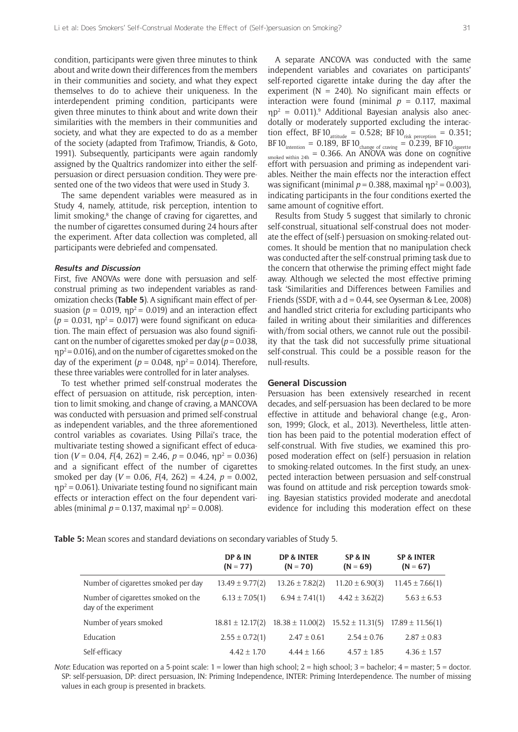condition, participants were given three minutes to think about and write down their differences from the members in their communities and society, and what they expect themselves to do to achieve their uniqueness. In the interdependent priming condition, participants were given three minutes to think about and write down their similarities with the members in their communities and society, and what they are expected to do as a member of the society (adapted from Trafimow, Triandis, & Goto, 1991). Subsequently, participants were again randomly assigned by the Qualtrics randomizer into either the self-persuasion or direct persuasion condition. They were presented one of the two videos that were used in Study 3.

The same dependent variables were measured as in Study 4, namely, attitude, risk perception, intention to limit smoking,[8] the change of craving for cigarettes, and the number of cigarettes consumed during 24 hours after the experiment. After data collection was completed, all participants were debriefed and compensated.

#### Results and Discussion

First, five ANOVAs were done with persuasion and self-construal priming as two independent variables as randomization checks (**Table 5**). A significant main effect of persuasion ($p = 0.019$, $\eta p^2 = 0.019$) and an interaction effect ($p = 0.031$, $\eta p^2 = 0.017$) were found significant on education. The main effect of persuasion was also found significant on the number of cigarettes smoked per day ($p = 0.038$, $\eta p^2 = 0.016$), and on the number of cigarettes smoked on the day of the experiment ($p = 0.048$, $\eta p^2 = 0.014$). Therefore, these three variables were controlled for in later analyses.

To test whether primed self-construal moderates the effect of persuasion on attitude, risk perception, intention to limit smoking, and change of craving, a MANCOVA was conducted with persuasion and primed self-construal as independent variables, and the three aforementioned control variables as covariates. Using Pillai's trace, the multivariate testing showed a significant effect of education ($V = 0.04$, $F(4, 262) = 2.46$, $p = 0.046$, $\eta p^2 = 0.036$) and a significant effect of the number of cigarettes smoked per day ($V = 0.06$, $F(4, 262) = 4.24$, $p = 0.002$, $\eta p^2 = 0.061$). Univariate testing found no significant main effects or interaction effect on the four dependent variables (minimal $p = 0.137$, maximal $\eta p^2 = 0.008$).

A separate ANCOVA was conducted with the same independent variables and covariates on participants' self-reported cigarette intake during the day after the experiment (N = 240). No significant main effects or interaction were found (minimal $p = 0.117$, maximal $\eta p^2 = 0.011$).[9] Additional Bayesian analysis also anecdotally or moderately supported excluding the interaction effect, $BF10_{attitude} = 0.528$; $BF10_{risk\ perception} = 0.351$; $BF10_{intention} = 0.189$, $BF10_{change\ of\ craving} = 0.239$, $BF10_{cigarette\ smoked\ within\ 24h} = 0.366$. An ANOVA was done on cognitive effort with persuasion and priming as independent variables. Neither the main effects nor the interaction effect was significant (minimal $p = 0.388$, maximal $\eta p^2 = 0.003$), indicating participants in the four conditions exerted the same amount of cognitive effort.

Results from Study 5 suggest that similarly to chronic self-construal, situational self-construal does not moderate the effect of (self-) persuasion on smoking-related outcomes. It should be mention that no manipulation check was conducted after the self-construal priming task due to the concern that otherwise the priming effect might fade away. Although we selected the most effective priming task 'Similarities and Differences between Families and Friends (SSDF, with a d = 0.44, see Oyserman & Lee, 2008) and handled strict criteria for excluding participants who failed in writing about their similarities and differences with/from social others, we cannot rule out the possibility that the task did not successfully prime situational self-construal. This could be a possible reason for the null-results.

### General Discussion

Persuasion has been extensively researched in recent decades, and self-persuasion has been declared to be more effective in attitude and behavioral change (e.g., Aronson, 1999; Glock, et al., 2013). Nevertheless, little attention has been paid to the potential moderation effect of self-construal. With five studies, we examined this proposed moderation effect on (self-) persuasion in relation to smoking-related outcomes. In the first study, an unexpected interaction between persuasion and self-construal was found on attitude and risk perception towards smoking. Bayesian statistics provided moderate and anecdotal evidence for including this moderation effect on these

**Table 5:** Mean scores and standard deviations on secondary variables of Study 5.

| | DP & IN (N = 77) | DP & INTER (N = 70) | SP & IN (N = 69) | SP & INTER (N = 67) |
|---|---|---|---|---|
| Number of cigarettes smoked per day | 13.49 ± 9.77(2) | 13.26 ± 7.82(2) | 11.20 ± 6.90(3) | 11.45 ± 7.66(1) |
| Number of cigarettes smoked on the day of the experiment | 6.13 ± 7.05(1) | 6.94 ± 7.41(1) | 4.42 ± 3.62(2) | 5.63 ± 6.53 |
| Number of years smoked | 18.81 ± 12.17(2) | 18.38 ± 11.00(2) | 15.52 ± 11.31(5) | 17.89 ± 11.56(1) |
| Education | 2.55 ± 0.72(1) | 2.47 ± 0.61 | 2.54 ± 0.76 | 2.87 ± 0.83 |
| Self-efficacy | 4.42 ± 1.70 | 4.44 ± 1.66 | 4.57 ± 1.85 | 4.36 ± 1.57 |

*Note*: Education was reported on a 5-point scale: 1 = lower than high school; 2 = high school; 3 = bachelor; 4 = master; 5 = doctor. SP: self-persuasion, DP: direct persuasion, IN: Priming Independence, INTER: Priming Interdependence. The number of missing values in each group is presented in brackets.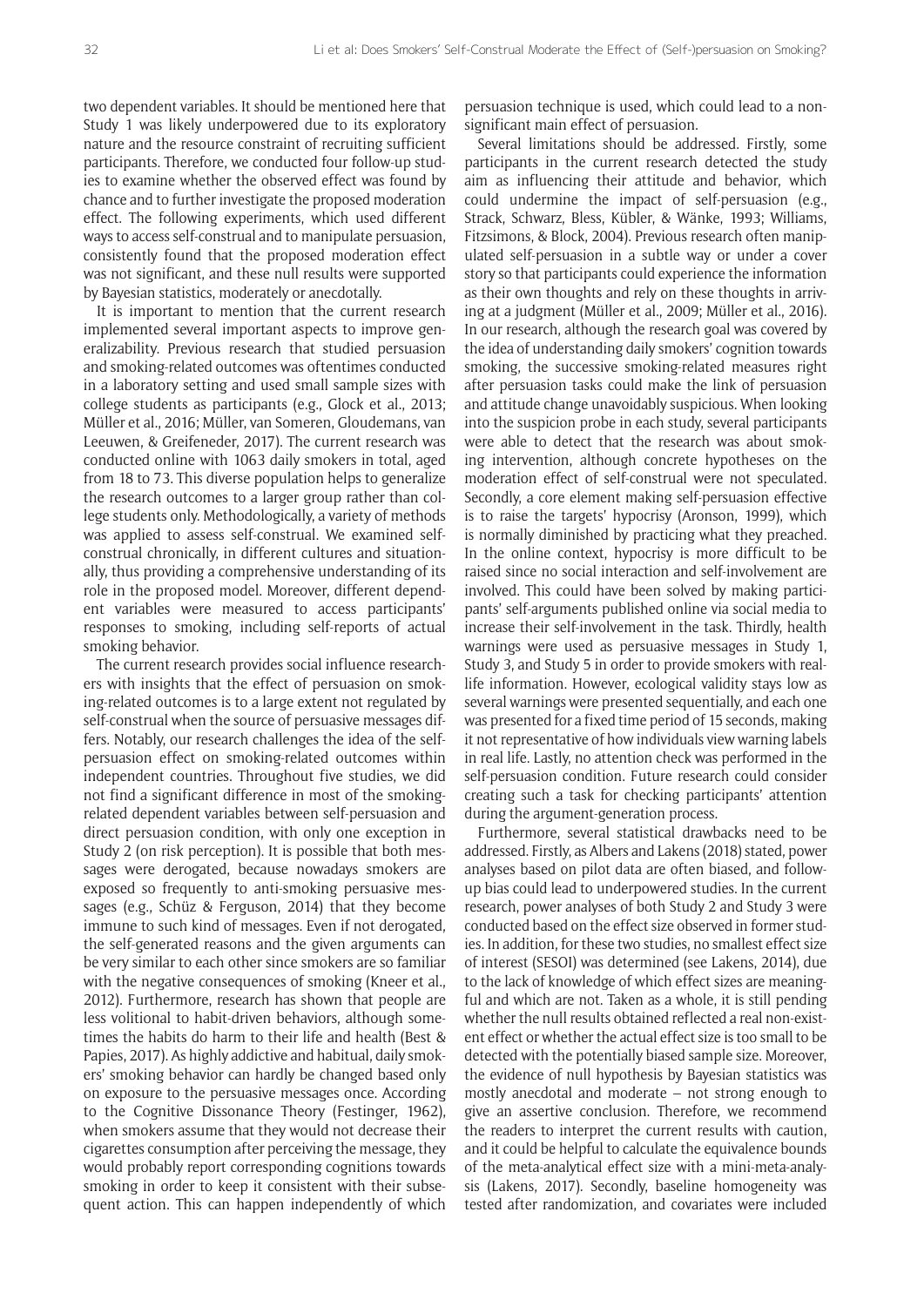two dependent variables. It should be mentioned here that Study 1 was likely underpowered due to its exploratory nature and the resource constraint of recruiting sufficient participants. Therefore, we conducted four follow-up studies to examine whether the observed effect was found by chance and to further investigate the proposed moderation effect. The following experiments, which used different ways to access self-construal and to manipulate persuasion, consistently found that the proposed moderation effect was not significant, and these null results were supported by Bayesian statistics, moderately or anecdotally.

It is important to mention that the current research implemented several important aspects to improve generalizability. Previous research that studied persuasion and smoking-related outcomes was oftentimes conducted in a laboratory setting and used small sample sizes with college students as participants (e.g., Glock et al., 2013; Müller et al., 2016; Müller, van Someren, Gloudemans, van Leeuwen, & Greifeneder, 2017). The current research was conducted online with 1063 daily smokers in total, aged from 18 to 73. This diverse population helps to generalize the research outcomes to a larger group rather than college students only. Methodologically, a variety of methods was applied to assess self-construal. We examined self-construal chronically, in different cultures and situationally, thus providing a comprehensive understanding of its role in the proposed model. Moreover, different dependent variables were measured to access participants' responses to smoking, including self-reports of actual smoking behavior.

The current research provides social influence researchers with insights that the effect of persuasion on smoking-related outcomes is to a large extent not regulated by self-construal when the source of persuasive messages differs. Notably, our research challenges the idea of the self-persuasion effect on smoking-related outcomes within independent countries. Throughout five studies, we did not find a significant difference in most of the smoking-related dependent variables between self-persuasion and direct persuasion condition, with only one exception in Study 2 (on risk perception). It is possible that both messages were derogated, because nowadays smokers are exposed so frequently to anti-smoking persuasive messages (e.g., Schüz & Ferguson, 2014) that they become immune to such kind of messages. Even if not derogated, the self-generated reasons and the given arguments can be very similar to each other since smokers are so familiar with the negative consequences of smoking (Kneer et al., 2012). Furthermore, research has shown that people are less volitional to habit-driven behaviors, although sometimes the habits do harm to their life and health (Best & Papies, 2017). As highly addictive and habitual, daily smokers' smoking behavior can hardly be changed based only on exposure to the persuasive messages once. According to the Cognitive Dissonance Theory (Festinger, 1962), when smokers assume that they would not decrease their cigarettes consumption after perceiving the message, they would probably report corresponding cognitions towards smoking in order to keep it consistent with their subsequent action. This can happen independently of which persuasion technique is used, which could lead to a non-significant main effect of persuasion.

Several limitations should be addressed. Firstly, some participants in the current research detected the study aim as influencing their attitude and behavior, which could undermine the impact of self-persuasion (e.g., Strack, Schwarz, Bless, Kübler, & Wänke, 1993; Williams, Fitzsimons, & Block, 2004). Previous research often manipulated self-persuasion in a subtle way or under a cover story so that participants could experience the information as their own thoughts and rely on these thoughts in arriving at a judgment (Müller et al., 2009; Müller et al., 2016). In our research, although the research goal was covered by the idea of understanding daily smokers' cognition towards smoking, the successive smoking-related measures right after persuasion tasks could make the link of persuasion and attitude change unavoidably suspicious. When looking into the suspicion probe in each study, several participants were able to detect that the research was about smoking intervention, although concrete hypotheses on the moderation effect of self-construal were not speculated. Secondly, a core element making self-persuasion effective is to raise the targets' hypocrisy (Aronson, 1999), which is normally diminished by practicing what they preached. In the online context, hypocrisy is more difficult to be raised since no social interaction and self-involvement are involved. This could have been solved by making participants' self-arguments published online via social media to increase their self-involvement in the task. Thirdly, health warnings were used as persuasive messages in Study 1, Study 3, and Study 5 in order to provide smokers with real-life information. However, ecological validity stays low as several warnings were presented sequentially, and each one was presented for a fixed time period of 15 seconds, making it not representative of how individuals view warning labels in real life. Lastly, no attention check was performed in the self-persuasion condition. Future research could consider creating such a task for checking participants' attention during the argument-generation process.

Furthermore, several statistical drawbacks need to be addressed. Firstly, as Albers and Lakens (2018) stated, power analyses based on pilot data are often biased, and follow-up bias could lead to underpowered studies. In the current research, power analyses of both Study 2 and Study 3 were conducted based on the effect size observed in former studies. In addition, for these two studies, no smallest effect size of interest (SESOI) was determined (see Lakens, 2014), due to the lack of knowledge of which effect sizes are meaningful and which are not. Taken as a whole, it is still pending whether the null results obtained reflected a real non-existent effect or whether the actual effect size is too small to be detected with the potentially biased sample size. Moreover, the evidence of null hypothesis by Bayesian statistics was mostly anecdotal and moderate – not strong enough to give an assertive conclusion. Therefore, we recommend the readers to interpret the current results with caution, and it could be helpful to calculate the equivalence bounds of the meta-analytical effect size with a mini-meta-analysis (Lakens, 2017). Secondly, baseline homogeneity was tested after randomization, and covariates were included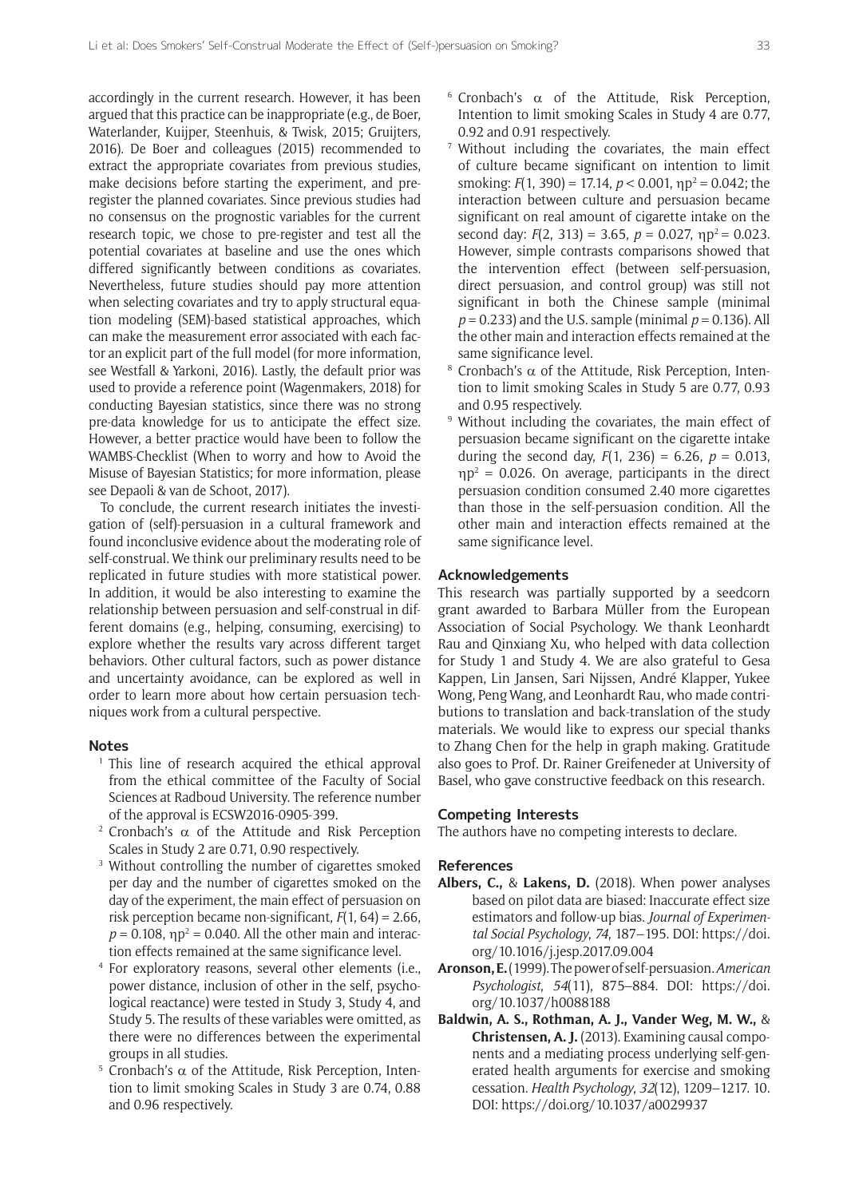accordingly in the current research. However, it has been argued that this practice can be inappropriate (e.g., de Boer, Waterlander, Kuijper, Steenhuis, & Twisk, 2015; Gruijters, 2016). De Boer and colleagues (2015) recommended to extract the appropriate covariates from previous studies, make decisions before starting the experiment, and pre-register the planned covariates. Since previous studies had no consensus on the prognostic variables for the current research topic, we chose to pre-register and test all the potential covariates at baseline and use the ones which differed significantly between conditions as covariates. Nevertheless, future studies should pay more attention when selecting covariates and try to apply structural equation modeling (SEM)-based statistical approaches, which can make the measurement error associated with each factor an explicit part of the full model (for more information, see Westfall & Yarkoni, 2016). Lastly, the default prior was used to provide a reference point (Wagenmakers, 2018) for conducting Bayesian statistics, since there was no strong pre-data knowledge for us to anticipate the effect size. However, a better practice would have been to follow the WAMBS-Checklist (When to worry and how to Avoid the Misuse of Bayesian Statistics; for more information, please see Depaoli & van de Schoot, 2017).

To conclude, the current research initiates the investigation of (self)-persuasion in a cultural framework and found inconclusive evidence about the moderating role of self-construal. We think our preliminary results need to be replicated in future studies with more statistical power. In addition, it would be also interesting to examine the relationship between persuasion and self-construal in different domains (e.g., helping, consuming, exercising) to explore whether the results vary across different target behaviors. Other cultural factors, such as power distance and uncertainty avoidance, can be explored as well in order to learn more about how certain persuasion techniques work from a cultural perspective.

## Notes

[1] This line of research acquired the ethical approval from the ethical committee of the Faculty of Social Sciences at Radboud University. The reference number of the approval is ECSW2016-0905-399.

[2] Cronbach's $\alpha$ of the Attitude and Risk Perception Scales in Study 2 are 0.71, 0.90 respectively.

[3] Without controlling the number of cigarettes smoked per day and the number of cigarettes smoked on the day of the experiment, the main effect of persuasion on risk perception became non-significant, $F(1, 64) = 2.66$, $p = 0.108$, $\eta p^2 = 0.040$. All the other main and interaction effects remained at the same significance level.

[4] For exploratory reasons, several other elements (i.e., power distance, inclusion of other in the self, psychological reactance) were tested in Study 3, Study 4, and Study 5. The results of these variables were omitted, as there were no differences between the experimental groups in all studies.

[5] Cronbach's $\alpha$ of the Attitude, Risk Perception, Intention to limit smoking Scales in Study 3 are 0.74, 0.88 and 0.96 respectively.

[6] Cronbach's $\alpha$ of the Attitude, Risk Perception, Intention to limit smoking Scales in Study 4 are 0.77, 0.92 and 0.91 respectively.

[7] Without including the covariates, the main effect of culture became significant on intention to limit smoking: $F(1, 390) = 17.14$, $p < 0.001$, $\eta p^2 = 0.042$; the interaction between culture and persuasion became significant on real amount of cigarette intake on the second day: $F(2, 313) = 3.65$, $p = 0.027$, $\eta p^2 = 0.023$. However, simple contrasts comparisons showed that the intervention effect (between self-persuasion, direct persuasion, and control group) was still not significant in both the Chinese sample (minimal $p = 0.233$) and the U.S. sample (minimal $p = 0.136$). All the other main and interaction effects remained at the same significance level.

[8] Cronbach's $\alpha$ of the Attitude, Risk Perception, Intention to limit smoking Scales in Study 5 are 0.77, 0.93 and 0.95 respectively.

[9] Without including the covariates, the main effect of persuasion became significant on the cigarette intake during the second day, $F(1, 236) = 6.26$, $p = 0.013$, $\eta p^2 = 0.026$. On average, participants in the direct persuasion condition consumed 2.40 more cigarettes than those in the self-persuasion condition. All the other main and interaction effects remained at the same significance level.

## Acknowledgements

This research was partially supported by a seedcorn grant awarded to Barbara Müller from the European Association of Social Psychology. We thank Leonhardt Rau and Qinxiang Xu, who helped with data collection for Study 1 and Study 4. We are also grateful to Gesa Kappen, Lin Jansen, Sari Nijssen, André Klapper, Yukee Wong, Peng Wang, and Leonhardt Rau, who made contributions to translation and back-translation of the study materials. We would like to express our special thanks to Zhang Chen for the help in graph making. Gratitude also goes to Prof. Dr. Rainer Greifeneder at University of Basel, who gave constructive feedback on this research.

## Competing Interests

The authors have no competing interests to declare.

## References

**Albers, C.,** & **Lakens, D.** (2018). When power analyses based on pilot data are biased: Inaccurate effect size estimators and follow-up bias. *Journal of Experimental Social Psychology*, *74*, 187–195. DOI: https://doi.org/10.1016/j.jesp.2017.09.004

**Aronson, E.** (1999). The power of self-persuasion. *American Psychologist*, *54*(11), 875–884. DOI: https://doi.org/10.1037/h0088188

**Baldwin, A. S., Rothman, A. J., Vander Weg, M. W.,** & **Christensen, A. J.** (2013). Examining causal components and a mediating process underlying self-generated health arguments for exercise and smoking cessation. *Health Psychology*, *32*(12), 1209–1217. 10. DOI: https://doi.org/10.1037/a0029937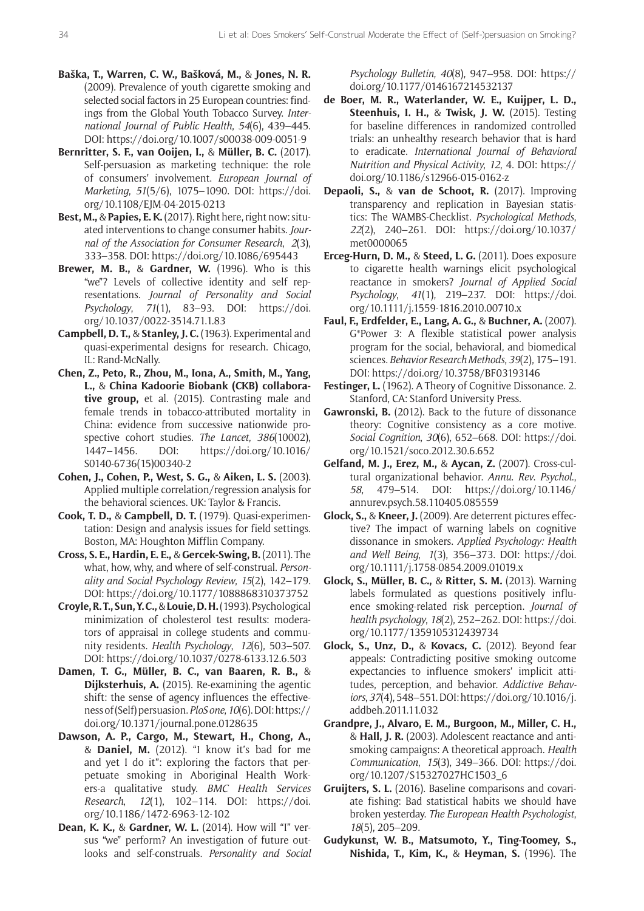**Baška, T., Warren, C. W., Bašková, M.,** & **Jones, N. R.** (2009). Prevalence of youth cigarette smoking and selected social factors in 25 European countries: findings from the Global Youth Tobacco Survey. *International Journal of Public Health*, *54*(6), 439–445. DOI: https://doi.org/10.1007/s00038-009-0051-9

**Bernritter, S. F., van Ooijen, I.,** & **Müller, B. C.** (2017). Self-persuasion as marketing technique: the role of consumers' involvement. *European Journal of Marketing*, *51*(5/6), 1075–1090. DOI: https://doi.org/10.1108/EJM-04-2015-0213

**Best, M.,** & **Papies, E. K.** (2017). Right here, right now: situated interventions to change consumer habits. *Journal of the Association for Consumer Research*, *2*(3), 333–358. DOI: https://doi.org/10.1086/695443

**Brewer, M. B.,** & **Gardner, W.** (1996). Who is this "we"? Levels of collective identity and self representations. *Journal of Personality and Social Psychology*, *71*(1), 83–93. DOI: https://doi.org/10.1037/0022-3514.71.1.83

**Campbell, D. T.,** & **Stanley, J. C.** (1963). Experimental and quasi-experimental designs for research. Chicago, IL: Rand-McNally.

**Chen, Z., Peto, R., Zhou, M., Iona, A., Smith, M., Yang, L.,** & **China Kadoorie Biobank (CKB) collaborative group,** et al. (2015). Contrasting male and female trends in tobacco-attributed mortality in China: evidence from successive nationwide prospective cohort studies. *The Lancet*, *386*(10002), 1447–1456. DOI: https://doi.org/10.1016/S0140-6736(15)00340-2

**Cohen, J., Cohen, P., West, S. G.,** & **Aiken, L. S.** (2003). Applied multiple correlation/regression analysis for the behavioral sciences. UK: Taylor & Francis.

**Cook, T. D.,** & **Campbell, D. T.** (1979). Quasi-experimentation: Design and analysis issues for field settings. Boston, MA: Houghton Mifflin Company.

**Cross, S. E., Hardin, E. E.,** & **Gercek-Swing, B.** (2011). The what, how, why, and where of self-construal. *Personality and Social Psychology Review*, *15*(2), 142–179. DOI: https://doi.org/10.1177/1088868310373752

**Croyle, R. T., Sun, Y. C.,** & **Louie, D. H.** (1993). Psychological minimization of cholesterol test results: moderators of appraisal in college students and community residents. *Health Psychology*, *12*(6), 503–507. DOI: https://doi.org/10.1037/0278-6133.12.6.503

**Damen, T. G., Müller, B. C., van Baaren, R. B.,** & **Dijksterhuis, A.** (2015). Re-examining the agentic shift: the sense of agency influences the effectiveness of (Self) persuasion. *PloS one*, *10*(6). DOI: https://doi.org/10.1371/journal.pone.0128635

**Dawson, A. P., Cargo, M., Stewart, H., Chong, A.,** & **Daniel, M.** (2012). "I know it's bad for me and yet I do it": exploring the factors that perpetuate smoking in Aboriginal Health Workers-a qualitative study. *BMC Health Services Research*, *12*(1), 102–114. DOI: https://doi.org/10.1186/1472-6963-12-102

**Dean, K. K.,** & **Gardner, W. L.** (2014). How will "I" versus "we" perform? An investigation of future outlooks and self-construals. *Personality and Social Psychology Bulletin*, *40*(8), 947–958. DOI: https://doi.org/10.1177/0146167214532137

**de Boer, M. R., Waterlander, W. E., Kuijper, L. D., Steenhuis, I. H.,** & **Twisk, J. W.** (2015). Testing for baseline differences in randomized controlled trials: an unhealthy research behavior that is hard to eradicate. *International Journal of Behavioral Nutrition and Physical Activity*, *12*, 4. DOI: https://doi.org/10.1186/s12966-015-0162-z

**Depaoli, S.,** & **van de Schoot, R.** (2017). Improving transparency and replication in Bayesian statistics: The WAMBS-Checklist. *Psychological Methods*, *22*(2), 240–261. DOI: https://doi.org/10.1037/met0000065

**Erceg-Hurn, D. M.,** & **Steed, L. G.** (2011). Does exposure to cigarette health warnings elicit psychological reactance in smokers? *Journal of Applied Social Psychology*, *41*(1), 219–237. DOI: https://doi.org/10.1111/j.1559-1816.2010.00710.x

**Faul, F., Erdfelder, E., Lang, A. G.,** & **Buchner, A.** (2007). G*Power 3: A flexible statistical power analysis program for the social, behavioral, and biomedical sciences. *Behavior Research Methods*, *39*(2), 175–191. DOI: https://doi.org/10.3758/BF03193146

**Festinger, L.** (1962). A Theory of Cognitive Dissonance. 2. Stanford, CA: Stanford University Press.

**Gawronski, B.** (2012). Back to the future of dissonance theory: Cognitive consistency as a core motive. *Social Cognition*, *30*(6), 652–668. DOI: https://doi.org/10.1521/soco.2012.30.6.652

**Gelfand, M. J., Erez, M.,** & **Aycan, Z.** (2007). Cross-cultural organizational behavior. *Annu. Rev. Psychol.*, *58*, 479–514. DOI: https://doi.org/10.1146/annurev.psych.58.110405.085559

**Glock, S.,** & **Kneer, J.** (2009). Are deterrent pictures effective? The impact of warning labels on cognitive dissonance in smokers. *Applied Psychology: Health and Well Being*, *1*(3), 356–373. DOI: https://doi.org/10.1111/j.1758-0854.2009.01019.x

**Glock, S., Müller, B. C.,** & **Ritter, S. M.** (2013). Warning labels formulated as questions positively influence smoking-related risk perception. *Journal of health psychology*, *18*(2), 252–262. DOI: https://doi.org/10.1177/1359105312439734

**Glock, S., Unz, D.,** & **Kovacs, C.** (2012). Beyond fear appeals: Contradicting positive smoking outcome expectancies to influence smokers' implicit attitudes, perception, and behavior. *Addictive Behaviors*, *37*(4), 548–551. DOI: https://doi.org/10.1016/j.addbeh.2011.11.032

**Grandpre, J., Alvaro, E. M., Burgoon, M., Miller, C. H.,** & **Hall, J. R.** (2003). Adolescent reactance and anti-smoking campaigns: A theoretical approach. *Health Communication*, *15*(3), 349–366. DOI: https://doi.org/10.1207/S15327027HC1503_6

**Gruijters, S. L.** (2016). Baseline comparisons and covariate fishing: Bad statistical habits we should have broken yesterday. *The European Health Psychologist*, *18*(5), 205–209.

**Gudykunst, W. B., Matsumoto, Y., Ting-Toomey, S., Nishida, T., Kim, K.,** & **Heyman, S.** (1996). The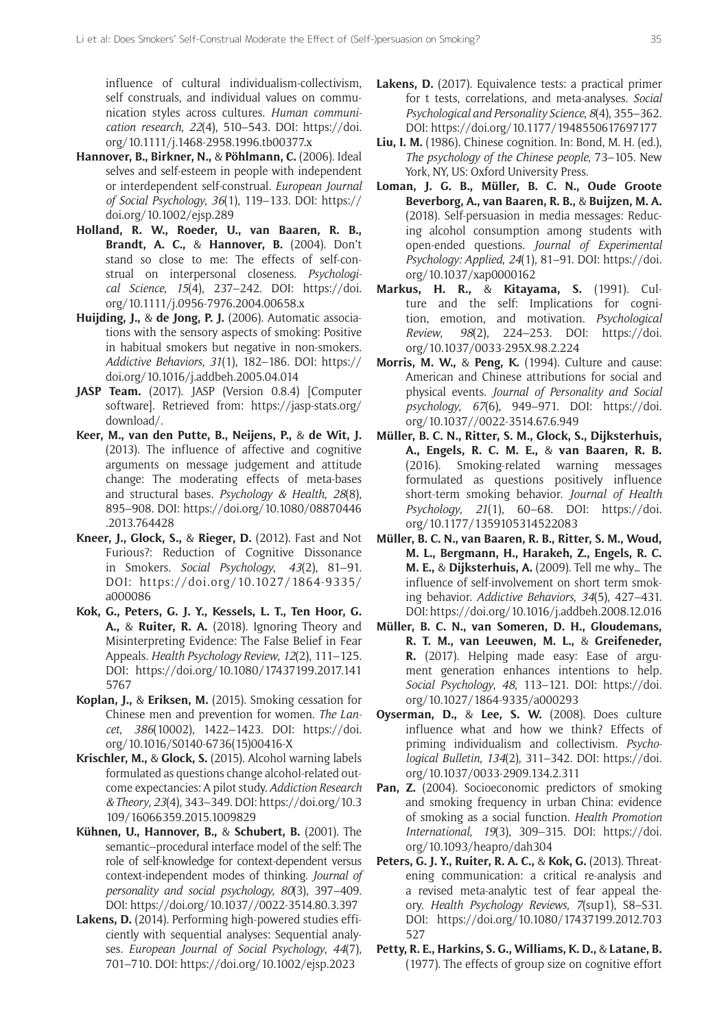influence of cultural individualism-collectivism, self construals, and individual values on communication styles across cultures. *Human communication research*, *22*(4), 510–543. DOI: https://doi.org/10.1111/j.1468-2958.1996.tb00377.x

**Hannover, B., Birkner, N.,** & **Pöhlmann, C.** (2006). Ideal selves and self-esteem in people with independent or interdependent self-construal. *European Journal of Social Psychology*, *36*(1), 119–133. DOI: https://doi.org/10.1002/ejsp.289

**Holland, R. W., Roeder, U., van Baaren, R. B., Brandt, A. C.,** & **Hannover, B.** (2004). Don't stand so close to me: The effects of self-construal on interpersonal closeness. *Psychological Science*, *15*(4), 237–242. DOI: https://doi.org/10.1111/j.0956-7976.2004.00658.x

**Huijding, J.,** & **de Jong, P. J.** (2006). Automatic associations with the sensory aspects of smoking: Positive in habitual smokers but negative in non-smokers. *Addictive Behaviors*, *31*(1), 182–186. DOI: https://doi.org/10.1016/j.addbeh.2005.04.014

**JASP Team.** (2017). JASP (Version 0.8.4) [Computer software]. Retrieved from: https://jasp-stats.org/download/.

**Keer, M., van den Putte, B., Neijens, P.,** & **de Wit, J.** (2013). The influence of affective and cognitive arguments on message judgement and attitude change: The moderating effects of meta-bases and structural bases. *Psychology & Health*, *28*(8), 895–908. DOI: https://doi.org/10.1080/08870446.2013.764428

**Kneer, J., Glock, S.,** & **Rieger, D.** (2012). Fast and Not Furious?: Reduction of Cognitive Dissonance in Smokers. *Social Psychology*, *43*(2), 81–91. DOI: https://doi.org/10.1027/1864-9335/a000086

**Kok, G., Peters, G. J. Y., Kessels, L. T., Ten Hoor, G. A.,** & **Ruiter, R. A.** (2018). Ignoring Theory and Misinterpreting Evidence: The False Belief in Fear Appeals. *Health Psychology Review*, *12*(2), 111–125. DOI: https://doi.org/10.1080/17437199.2017.1415767

**Koplan, J.,** & **Eriksen, M.** (2015). Smoking cessation for Chinese men and prevention for women. *The Lancet*, *386*(10002), 1422–1423. DOI: https://doi.org/10.1016/S0140-6736(15)00416-X

**Krischler, M.,** & **Glock, S.** (2015). Alcohol warning labels formulated as questions change alcohol-related outcome expectancies: A pilot study. *Addiction Research & Theory*, *23*(4), 343–349. DOI: https://doi.org/10.3109/16066359.2015.1009829

**Kühnen, U., Hannover, B.,** & **Schubert, B.** (2001). The semantic–procedural interface model of the self: The role of self-knowledge for context-dependent versus context-independent modes of thinking. *Journal of personality and social psychology*, *80*(3), 397–409. DOI: https://doi.org/10.1037//0022-3514.80.3.397

**Lakens, D.** (2014). Performing high-powered studies efficiently with sequential analyses: Sequential analyses. *European Journal of Social Psychology*, *44*(7), 701–710. DOI: https://doi.org/10.1002/ejsp.2023

**Lakens, D.** (2017). Equivalence tests: a practical primer for t tests, correlations, and meta-analyses. *Social Psychological and Personality Science*, *8*(4), 355–362. DOI: https://doi.org/10.1177/1948550617697177

**Liu, I. M.** (1986). Chinese cognition. In: Bond, M. H. (ed.), *The psychology of the Chinese people*, 73–105. New York, NY, US: Oxford University Press.

**Loman, J. G. B., Müller, B. C. N., Oude Groote Beverborg, A., van Baaren, R. B.,** & **Buijzen, M. A.** (2018). Self-persuasion in media messages: Reducing alcohol consumption among students with open-ended questions. *Journal of Experimental Psychology: Applied*, *24*(1), 81–91. DOI: https://doi.org/10.1037/xap0000162

**Markus, H. R.,** & **Kitayama, S.** (1991). Culture and the self: Implications for cognition, emotion, and motivation. *Psychological Review*, *98*(2), 224–253. DOI: https://doi.org/10.1037/0033-295X.98.2.224

**Morris, M. W.,** & **Peng, K.** (1994). Culture and cause: American and Chinese attributions for social and physical events. *Journal of Personality and Social psychology*, *67*(6), 949–971. DOI: https://doi.org/10.1037//0022-3514.67.6.949

**Müller, B. C. N., Ritter, S. M., Glock, S., Dijksterhuis, A., Engels, R. C. M. E.,** & **van Baaren, R. B.** (2016). Smoking-related warning messages formulated as questions positively influence short-term smoking behavior. *Journal of Health Psychology*, *21*(1), 60–68. DOI: https://doi.org/10.1177/1359105314522083

**Müller, B. C. N., van Baaren, R. B., Ritter, S. M., Woud, M. L., Bergmann, H., Harakeh, Z., Engels, R. C. M. E.,** & **Dijksterhuis, A.** (2009). Tell me why… The influence of self-involvement on short term smoking behavior. *Addictive Behaviors*, *34*(5), 427–431. DOI: https://doi.org/10.1016/j.addbeh.2008.12.016

**Müller, B. C. N., van Someren, D. H., Gloudemans, R. T. M., van Leeuwen, M. L.,** & **Greifeneder, R.** (2017). Helping made easy: Ease of argument generation enhances intentions to help. *Social Psychology*, *48*, 113–121. DOI: https://doi.org/10.1027/1864-9335/a000293

**Oyserman, D.,** & **Lee, S. W.** (2008). Does culture influence what and how we think? Effects of priming individualism and collectivism. *Psychological Bulletin*, *134*(2), 311–342. DOI: https://doi.org/10.1037/0033-2909.134.2.311

**Pan, Z.** (2004). Socioeconomic predictors of smoking and smoking frequency in urban China: evidence of smoking as a social function. *Health Promotion International*, *19*(3), 309–315. DOI: https://doi.org/10.1093/heapro/dah304

**Peters, G. J. Y., Ruiter, R. A. C.,** & **Kok, G.** (2013). Threatening communication: a critical re-analysis and a revised meta-analytic test of fear appeal theory. *Health Psychology Reviews*, *7*(sup1), S8–S31. DOI: https://doi.org/10.1080/17437199.2012.703527

**Petty, R. E., Harkins, S. G., Williams, K. D.,** & **Latane, B.** (1977). The effects of group size on cognitive effort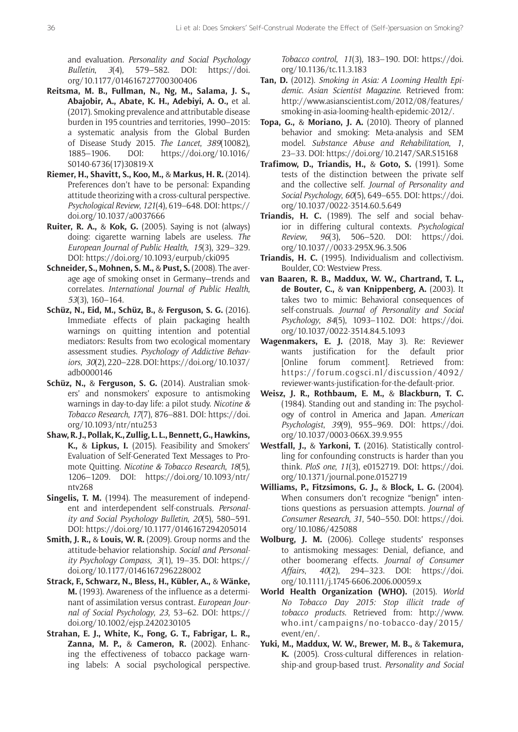and evaluation. *Personality and Social Psychology Bulletin*, *3*(4), 579–582. DOI: https://doi.org/10.1177/014616727700300406

**Reitsma, M. B., Fullman, N., Ng, M., Salama, J. S., Abajobir, A., Abate, K. H., Adebiyi, A. O.,** et al. (2017). Smoking prevalence and attributable disease burden in 195 countries and territories, 1990–2015: a systematic analysis from the Global Burden of Disease Study 2015. *The Lancet*, *389*(10082), 1885–1906. DOI: https://doi.org/10.1016/S0140-6736(17)30819-X

**Riemer, H., Shavitt, S., Koo, M.,** & **Markus, H. R.** (2014). Preferences don't have to be personal: Expanding attitude theorizing with a cross-cultural perspective. *Psychological Review*, *121*(4), 619–648. DOI: https://doi.org/10.1037/a0037666

**Ruiter, R. A.,** & **Kok, G.** (2005). Saying is not (always) doing: cigarette warning labels are useless. *The European Journal of Public Health*, *15*(3), 329–329. DOI: https://doi.org/10.1093/eurpub/cki095

**Schneider, S., Mohnen, S. M.,** & **Pust, S.** (2008). The average age of smoking onset in Germany—trends and correlates. *International Journal of Public Health*, *53*(3), 160–164.

**Schüz, N., Eid, M., Schüz, B.,** & **Ferguson, S. G.** (2016). Immediate effects of plain packaging health warnings on quitting intention and potential mediators: Results from two ecological momentary assessment studies. *Psychology of Addictive Behaviors*, *30*(2), 220–228. DOI: https://doi.org/10.1037/adb0000146

**Schüz, N.,** & **Ferguson, S. G.** (2014). Australian smokers' and nonsmokers' exposure to antismoking warnings in day-to-day life: a pilot study. *Nicotine & Tobacco Research*, *17*(7), 876–881. DOI: https://doi.org/10.1093/ntr/ntu253

**Shaw, R. J., Pollak, K., Zullig, L. L., Bennett, G., Hawkins, K.,** & **Lipkus, I.** (2015). Feasibility and Smokers' Evaluation of Self-Generated Text Messages to Promote Quitting. *Nicotine & Tobacco Research*, *18*(5), 1206–1209. DOI: https://doi.org/10.1093/ntr/ntv268

**Singelis, T. M.** (1994). The measurement of independent and interdependent self-construals. *Personality and Social Psychology Bulletin*, *20*(5), 580–591. DOI: https://doi.org/10.1177/0146167294205014

**Smith, J. R.,** & **Louis, W. R.** (2009). Group norms and the attitude-behavior relationship. *Social and Personality Psychology Compass*, *3*(1), 19–35. DOI: https://doi.org/10.1177/0146167296228002

**Strack, F., Schwarz, N., Bless, H., Kübler, A.,** & **Wänke, M.** (1993). Awareness of the influence as a determinant of assimilation versus contrast. *European Journal of Social Psychology*, *23*, 53–62. DOI: https://doi.org/10.1002/ejsp.2420230105

**Strahan, E. J., White, K., Fong, G. T., Fabrigar, L. R., Zanna, M. P.,** & **Cameron, R.** (2002). Enhancing the effectiveness of tobacco package warning labels: A social psychological perspective. *Tobacco control*, *11*(3), 183–190. DOI: https://doi.org/10.1136/tc.11.3.183

**Tan, D.** (2012). *Smoking in Asia: A Looming Health Epidemic*. *Asian Scientist Magazine*. Retrieved from: http://www.asianscientist.com/2012/08/features/smoking-in-asia-looming-health-epidemic-2012/.

**Topa, G.,** & **Moriano, J. A.** (2010). Theory of planned behavior and smoking: Meta-analysis and SEM model. *Substance Abuse and Rehabilitation*, *1*, 23–33. DOI: https://doi.org/10.2147/SAR.S15168

**Trafimow, D., Triandis, H.,** & **Goto, S.** (1991). Some tests of the distinction between the private self and the collective self. *Journal of Personality and Social Psychology*, *60*(5), 649–655. DOI: https://doi.org/10.1037/0022-3514.60.5.649

**Triandis, H. C.** (1989). The self and social behavior in differing cultural contexts. *Psychological Review*, *96*(3), 506–520. DOI: https://doi.org/10.1037//0033-295X.96.3.506

**Triandis, H. C.** (1995). Individualism and collectivism. Boulder, CO: Westview Press.

**van Baaren, R. B., Maddux, W. W., Chartrand, T. L., de Bouter, C.,** & **van Knippenberg, A.** (2003). It takes two to mimic: Behavioral consequences of self-construals. *Journal of Personality and Social Psychology*, *84*(5), 1093–1102. DOI: https://doi.org/10.1037/0022-3514.84.5.1093

**Wagenmakers, E. J.** (2018, May 3). Re: Reviewer wants justification for the default prior [Online forum comment]. Retrieved from: https://forum.cogsci.nl/discussion/4092/reviewer-wants-justification-for-the-default-prior.

**Weisz, J. R., Rothbaum, E. M.,** & **Blackburn, T. C.** (1984). Standing out and standing in: The psychology of control in America and Japan. *American Psychologist*, *39*(9), 955–969. DOI: https://doi.org/10.1037/0003-066X.39.9.955

**Westfall, J.,** & **Yarkoni, T.** (2016). Statistically controlling for confounding constructs is harder than you think. *PloS one*, *11*(3), e0152719. DOI: https://doi.org/10.1371/journal.pone.0152719

**Williams, P., Fitzsimons, G. J.,** & **Block, L. G.** (2004). When consumers don't recognize "benign" intentions questions as persuasion attempts. *Journal of Consumer Research*, *31*, 540–550. DOI: https://doi.org/10.1086/425088

**Wolburg, J. M.** (2006). College students' responses to antismoking messages: Denial, defiance, and other boomerang effects. *Journal of Consumer Affairs*, *40*(2), 294–323. DOI: https://doi.org/10.1111/j.1745-6606.2006.00059.x

**World Health Organization (WHO).** (2015). *World No Tobacco Day 2015: Stop illicit trade of tobacco products*. Retrieved from: http://www.who.int/campaigns/no-tobacco-day/2015/event/en/.

**Yuki, M., Maddux, W. W., Brewer, M. B.,** & **Takemura, K.** (2005). Cross-cultural differences in relationship-and group-based trust. *Personality and Social*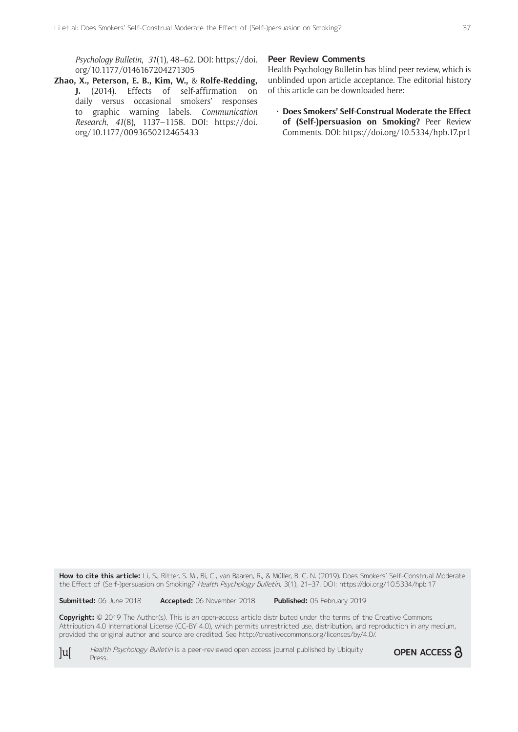*Psychology Bulletin*, *31*(1), 48–62. DOI: https://doi.org/10.1177/0146167204271305

**Zhao, X., Peterson, E. B., Kim, W.,** & **Rolfe-Redding, J.** (2014). Effects of self-affirmation on daily versus occasional smokers' responses to graphic warning labels. *Communication Research*, *41*(8), 1137–1158. DOI: https://doi.org/10.1177/0093650212465433

## Peer Review Comments

Health Psychology Bulletin has blind peer review, which is unblinded upon article acceptance. The editorial history of this article can be downloaded here:

- **Does Smokers' Self-Construal Moderate the Effect of (Self-)persuasion on Smoking?** Peer Review Comments. DOI: https://doi.org/10.5334/hpb.17.pr1

**How to cite this article:** Li, S., Ritter, S. M., Bi, C., van Baaren, R., & Müller, B. C. N. (2019). Does Smokers' Self-Construal Moderate the Effect of (Self-)persuasion on Smoking? *Health Psychology Bulletin,* 3(1), 21–37. DOI: https://doi.org/10.5334/hpb.17

**Submitted:** 06 June 2018 **Accepted:** 06 November 2018 **Published:** 05 February 2019

**Copyright:** © 2019 The Author(s). This is an open-access article distributed under the terms of the Creative Commons Attribution 4.0 International License (CC-BY 4.0), which permits unrestricted use, distribution, and reproduction in any medium, provided the original author and source are credited. See http://creativecommons.org/licenses/by/4.0/.

*Health Psychology Bulletin* is a peer-reviewed open access journal published by Ubiquity Press.

OPEN ACCESS